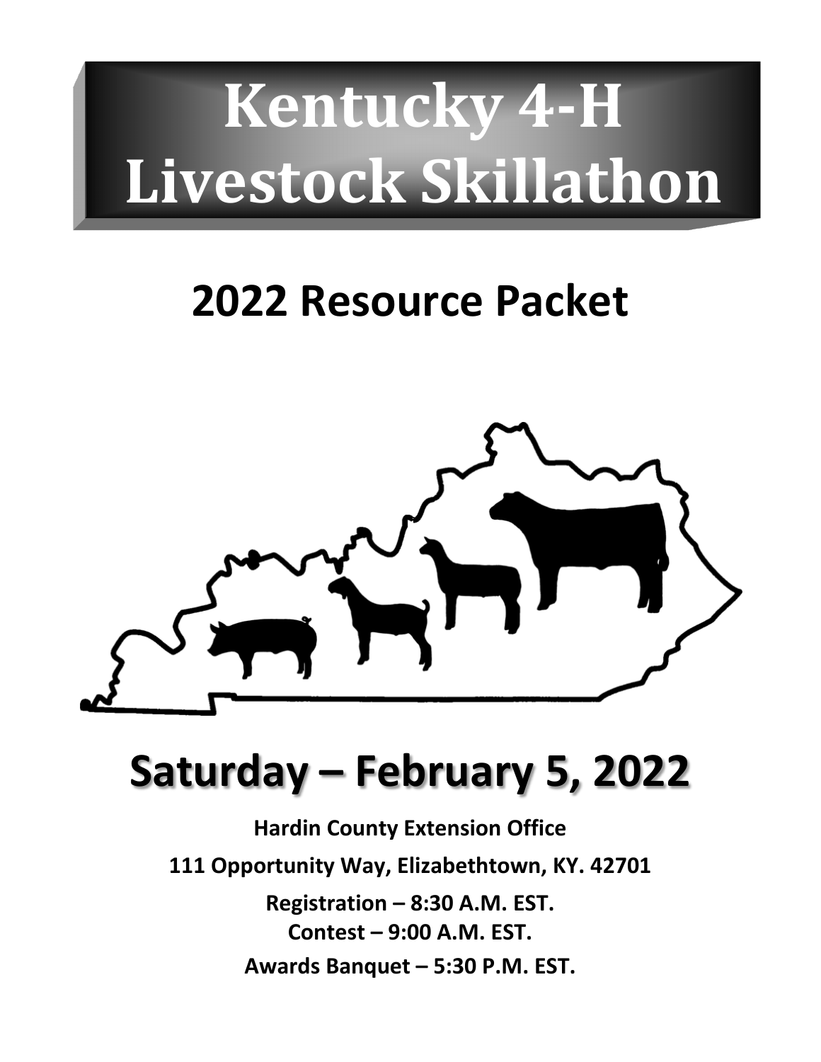# Kentucky 4-H Livestock Skillathon

## 2022 Resource Packet

# Saturday – February 5, 2022

**Hardin County Extension Office**

**111 Opportunity Way, Elizabethtown, KY. 42701**

**Registration – 8:30 A.M. EST.**
**Contest – 9:00 A.M. EST.**

**Awards Banquet – 5:30 P.M. EST.**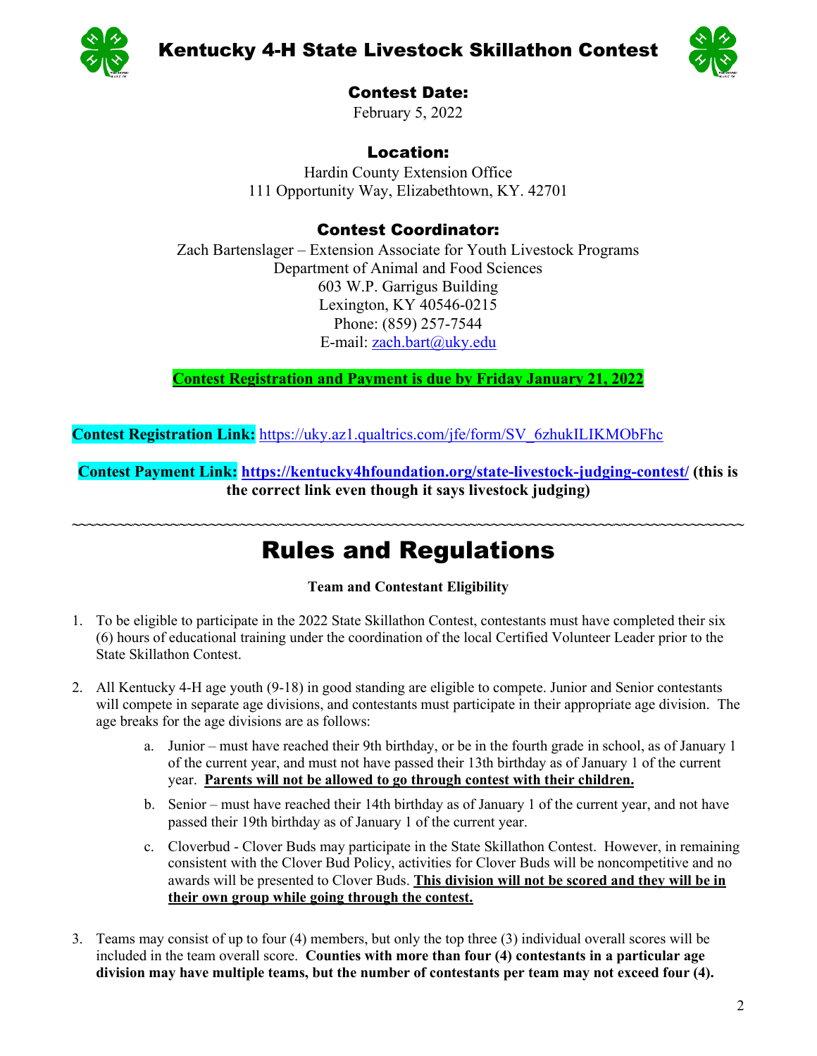# Kentucky 4-H State Livestock Skillathon Contest

## Contest Date:

February 5, 2022

## Location:

Hardin County Extension Office
111 Opportunity Way, Elizabethtown, KY. 42701

## Contest Coordinator:

Zach Bartenslager – Extension Associate for Youth Livestock Programs
Department of Animal and Food Sciences
603 W.P. Garrigus Building
Lexington, KY 40546-0215
Phone: (859) 257-7544
E-mail: zach.bart@uky.edu

**Contest Registration and Payment is due by Friday January 21, 2022**

**Contest Registration Link:** https://uky.az1.qualtrics.com/jfe/form/SV_6zhukILIKMObFhc

**Contest Payment Link: https://kentucky4hfoundation.org/state-livestock-judging-contest/ (this is the correct link even though it says livestock judging)**

~~~~~~~~~~~~~~~~~~~~~~~~~~~~~~~~~~~~~~~~~~~~~~~~~~~~~~~~~~~~~~~~~~~~~~~~~~~~~~~~~~~~

# Rules and Regulations

**Team and Contestant Eligibility**

1. To be eligible to participate in the 2022 State Skillathon Contest, contestants must have completed their six (6) hours of educational training under the coordination of the local Certified Volunteer Leader prior to the State Skillathon Contest.

2. All Kentucky 4-H age youth (9-18) in good standing are eligible to compete. Junior and Senior contestants will compete in separate age divisions, and contestants must participate in their appropriate age division. The age breaks for the age divisions are as follows:
   a. Junior – must have reached their 9th birthday, or be in the fourth grade in school, as of January 1 of the current year, and must not have passed their 13th birthday as of January 1 of the current year. **Parents will not be allowed to go through contest with their children.**
   b. Senior – must have reached their 14th birthday as of January 1 of the current year, and not have passed their 19th birthday as of January 1 of the current year.
   c. Cloverbud - Clover Buds may participate in the State Skillathon Contest. However, in remaining consistent with the Clover Bud Policy, activities for Clover Buds will be noncompetitive and no awards will be presented to Clover Buds. **This division will not be scored and they will be in their own group while going through the contest.**

3. Teams may consist of up to four (4) members, but only the top three (3) individual overall scores will be included in the team overall score. **Counties with more than four (4) contestants in a particular age division may have multiple teams, but the number of contestants per team may not exceed four (4).**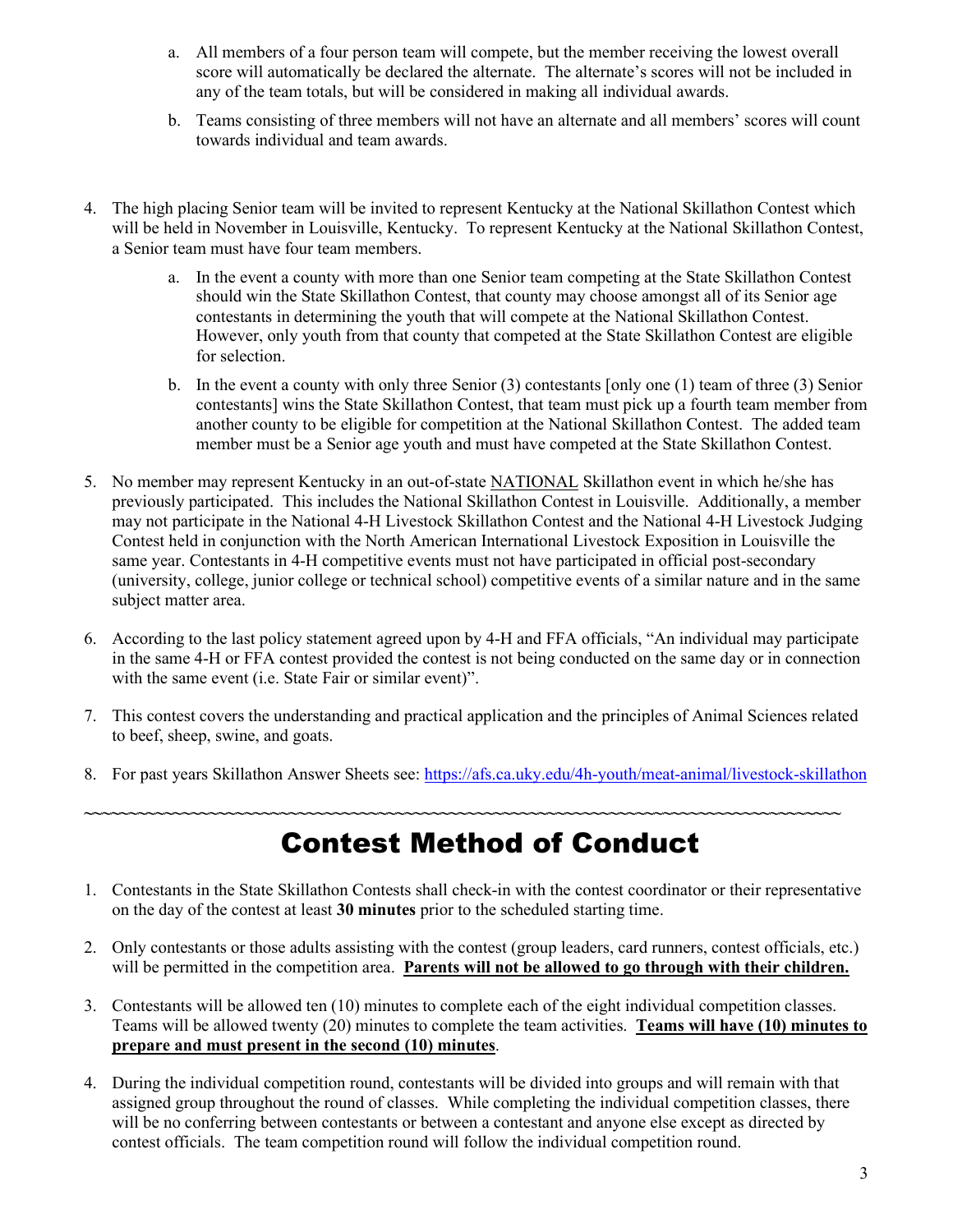a. All members of a four person team will compete, but the member receiving the lowest overall score will automatically be declared the alternate. The alternate's scores will not be included in any of the team totals, but will be considered in making all individual awards.

   b. Teams consisting of three members will not have an alternate and all members' scores will count towards individual and team awards.

4. The high placing Senior team will be invited to represent Kentucky at the National Skillathon Contest which will be held in November in Louisville, Kentucky. To represent Kentucky at the National Skillathon Contest, a Senior team must have four team members.

   a. In the event a county with more than one Senior team competing at the State Skillathon Contest should win the State Skillathon Contest, that county may choose amongst all of its Senior age contestants in determining the youth that will compete at the National Skillathon Contest. However, only youth from that county that competed at the State Skillathon Contest are eligible for selection.

   b. In the event a county with only three Senior (3) contestants [only one (1) team of three (3) Senior contestants] wins the State Skillathon Contest, that team must pick up a fourth team member from another county to be eligible for competition at the National Skillathon Contest. The added team member must be a Senior age youth and must have competed at the State Skillathon Contest.

5. No member may represent Kentucky in an out-of-state NATIONAL Skillathon event in which he/she has previously participated. This includes the National Skillathon Contest in Louisville. Additionally, a member may not participate in the National 4-H Livestock Skillathon Contest and the National 4-H Livestock Judging Contest held in conjunction with the North American International Livestock Exposition in Louisville the same year. Contestants in 4-H competitive events must not have participated in official post-secondary (university, college, junior college or technical school) competitive events of a similar nature and in the same subject matter area.

6. According to the last policy statement agreed upon by 4-H and FFA officials, "An individual may participate in the same 4-H or FFA contest provided the contest is not being conducted on the same day or in connection with the same event (i.e. State Fair or similar event)".

7. This contest covers the understanding and practical application and the principles of Animal Sciences related to beef, sheep, swine, and goats.

8. For past years Skillathon Answer Sheets see: https://afs.ca.uky.edu/4h-youth/meat-animal/livestock-skillathon

~~~~~~~~~~~~~~~~~~~~~~~~~~~~~~~~~~~~~~~~~~~~~~~~~~~~~~~~~~~~~~~~~~~~~~~~~~~~~~~~

# Contest Method of Conduct

1. Contestants in the State Skillathon Contests shall check-in with the contest coordinator or their representative on the day of the contest at least **30 minutes** prior to the scheduled starting time.

2. Only contestants or those adults assisting with the contest (group leaders, card runners, contest officials, etc.) will be permitted in the competition area. **Parents will not be allowed to go through with their children.**

3. Contestants will be allowed ten (10) minutes to complete each of the eight individual competition classes. Teams will be allowed twenty (20) minutes to complete the team activities. **Teams will have (10) minutes to prepare and must present in the second (10) minutes**.

4. During the individual competition round, contestants will be divided into groups and will remain with that assigned group throughout the round of classes. While completing the individual competition classes, there will be no conferring between contestants or between a contestant and anyone else except as directed by contest officials. The team competition round will follow the individual competition round.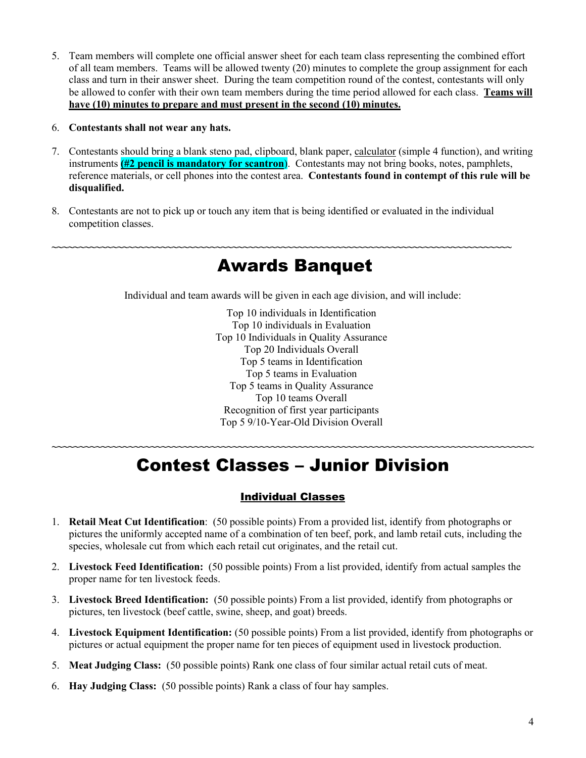5. Team members will complete one official answer sheet for each team class representing the combined effort of all team members. Teams will be allowed twenty (20) minutes to complete the group assignment for each class and turn in their answer sheet. During the team competition round of the contest, contestants will only be allowed to confer with their own team members during the time period allowed for each class. **Teams will have (10) minutes to prepare and must present in the second (10) minutes.**

6. **Contestants shall not wear any hats.**

7. Contestants should bring a blank steno pad, clipboard, blank paper, calculator (simple 4 function), and writing instruments **(#2 pencil is mandatory for scantron)**. Contestants may not bring books, notes, pamphlets, reference materials, or cell phones into the contest area. **Contestants found in contempt of this rule will be disqualified.**

8. Contestants are not to pick up or touch any item that is being identified or evaluated in the individual competition classes.

~~~~~~~~~~~~~~~~~~~~~~~~~~~~~~~~~~~~~~~~~~~~~~~~~~~~~~~~~~~~~~~~~~~~~~~~~~~~~~~~~~~~

# Awards Banquet

Individual and team awards will be given in each age division, and will include:

Top 10 individuals in Identification
Top 10 individuals in Evaluation
Top 10 Individuals in Quality Assurance
Top 20 Individuals Overall
Top 5 teams in Identification
Top 5 teams in Evaluation
Top 5 teams in Quality Assurance
Top 10 teams Overall
Recognition of first year participants
Top 5 9/10-Year-Old Division Overall

~~~~~~~~~~~~~~~~~~~~~~~~~~~~~~~~~~~~~~~~~~~~~~~~~~~~~~~~~~~~~~~~~~~~~~~~~~~~~~~~~~~~

# Contest Classes – Junior Division

## Individual Classes

1. **Retail Meat Cut Identification**: (50 possible points) From a provided list, identify from photographs or pictures the uniformly accepted name of a combination of ten beef, pork, and lamb retail cuts, including the species, wholesale cut from which each retail cut originates, and the retail cut.

2. **Livestock Feed Identification:** (50 possible points) From a list provided, identify from actual samples the proper name for ten livestock feeds.

3. **Livestock Breed Identification:** (50 possible points) From a list provided, identify from photographs or pictures, ten livestock (beef cattle, swine, sheep, and goat) breeds.

4. **Livestock Equipment Identification:** (50 possible points) From a list provided, identify from photographs or pictures or actual equipment the proper name for ten pieces of equipment used in livestock production.

5. **Meat Judging Class:** (50 possible points) Rank one class of four similar actual retail cuts of meat.

6. **Hay Judging Class:** (50 possible points) Rank a class of four hay samples.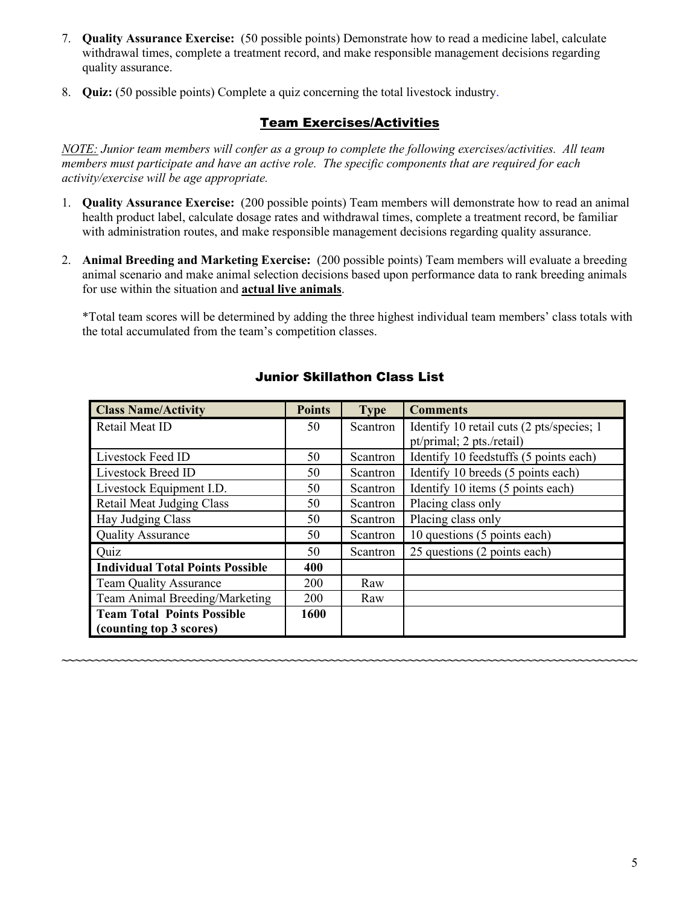7. **Quality Assurance Exercise:** (50 possible points) Demonstrate how to read a medicine label, calculate withdrawal times, complete a treatment record, and make responsible management decisions regarding quality assurance.

8. **Quiz:** (50 possible points) Complete a quiz concerning the total livestock industry.

## Team Exercises/Activities

*NOTE: Junior team members will confer as a group to complete the following exercises/activities. All team members must participate and have an active role. The specific components that are required for each activity/exercise will be age appropriate.*

1. **Quality Assurance Exercise:** (200 possible points) Team members will demonstrate how to read an animal health product label, calculate dosage rates and withdrawal times, complete a treatment record, be familiar with administration routes, and make responsible management decisions regarding quality assurance.

2. **Animal Breeding and Marketing Exercise:** (200 possible points) Team members will evaluate a breeding animal scenario and make animal selection decisions based upon performance data to rank breeding animals for use within the situation and **actual live animals**.

   *Total team scores will be determined by adding the three highest individual team members' class totals with the total accumulated from the team's competition classes.

## Junior Skillathon Class List

| Class Name/Activity | Points | Type | Comments |
|---|---|---|---|
| Retail Meat ID | 50 | Scantron | Identify 10 retail cuts (2 pts/species; 1 pt/primal; 2 pts./retail) |
| Livestock Feed ID | 50 | Scantron | Identify 10 feedstuffs (5 points each) |
| Livestock Breed ID | 50 | Scantron | Identify 10 breeds (5 points each) |
| Livestock Equipment I.D. | 50 | Scantron | Identify 10 items (5 points each) |
| Retail Meat Judging Class | 50 | Scantron | Placing class only |
| Hay Judging Class | 50 | Scantron | Placing class only |
| Quality Assurance | 50 | Scantron | 10 questions (5 points each) |
| Quiz | 50 | Scantron | 25 questions (2 points each) |
| **Individual Total Points Possible** | **400** | | |
| Team Quality Assurance | 200 | Raw | |
| Team Animal Breeding/Marketing | 200 | Raw | |
| **Team Total Points Possible (counting top 3 scores)** | **1600** | | |

~~~~~~~~~~~~~~~~~~~~~~~~~~~~~~~~~~~~~~~~~~~~~~~~~~~~~~~~~~~~~~~~~~~~~~~~~~~~~~~~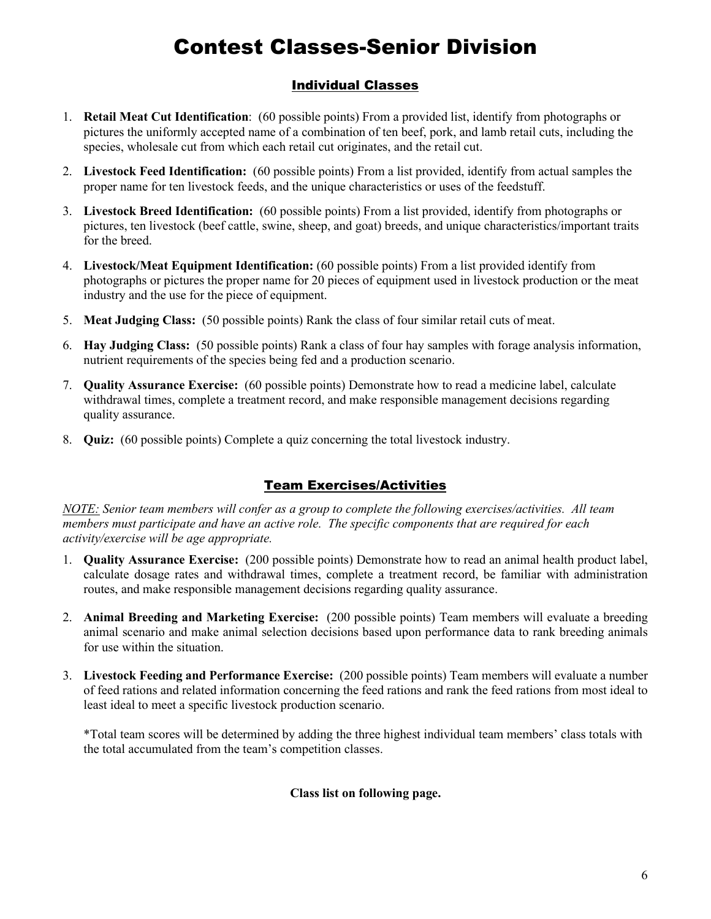# Contest Classes-Senior Division

## Individual Classes

1. **Retail Meat Cut Identification**: (60 possible points) From a provided list, identify from photographs or pictures the uniformly accepted name of a combination of ten beef, pork, and lamb retail cuts, including the species, wholesale cut from which each retail cut originates, and the retail cut.
2. **Livestock Feed Identification:** (60 possible points) From a list provided, identify from actual samples the proper name for ten livestock feeds, and the unique characteristics or uses of the feedstuff.
3. **Livestock Breed Identification:** (60 possible points) From a list provided, identify from photographs or pictures, ten livestock (beef cattle, swine, sheep, and goat) breeds, and unique characteristics/important traits for the breed.
4. **Livestock/Meat Equipment Identification:** (60 possible points) From a list provided identify from photographs or pictures the proper name for 20 pieces of equipment used in livestock production or the meat industry and the use for the piece of equipment.
5. **Meat Judging Class:** (50 possible points) Rank the class of four similar retail cuts of meat.
6. **Hay Judging Class:** (50 possible points) Rank a class of four hay samples with forage analysis information, nutrient requirements of the species being fed and a production scenario.
7. **Quality Assurance Exercise:** (60 possible points) Demonstrate how to read a medicine label, calculate withdrawal times, complete a treatment record, and make responsible management decisions regarding quality assurance.
8. **Quiz:** (60 possible points) Complete a quiz concerning the total livestock industry.

## Team Exercises/Activities

*NOTE: Senior team members will confer as a group to complete the following exercises/activities. All team members must participate and have an active role. The specific components that are required for each activity/exercise will be age appropriate.*

1. **Quality Assurance Exercise:** (200 possible points) Demonstrate how to read an animal health product label, calculate dosage rates and withdrawal times, complete a treatment record, be familiar with administration routes, and make responsible management decisions regarding quality assurance.
2. **Animal Breeding and Marketing Exercise:** (200 possible points) Team members will evaluate a breeding animal scenario and make animal selection decisions based upon performance data to rank breeding animals for use within the situation.
3. **Livestock Feeding and Performance Exercise:** (200 possible points) Team members will evaluate a number of feed rations and related information concerning the feed rations and rank the feed rations from most ideal to least ideal to meet a specific livestock production scenario.

   *Total team scores will be determined by adding the three highest individual team members' class totals with the total accumulated from the team's competition classes.

**Class list on following page.**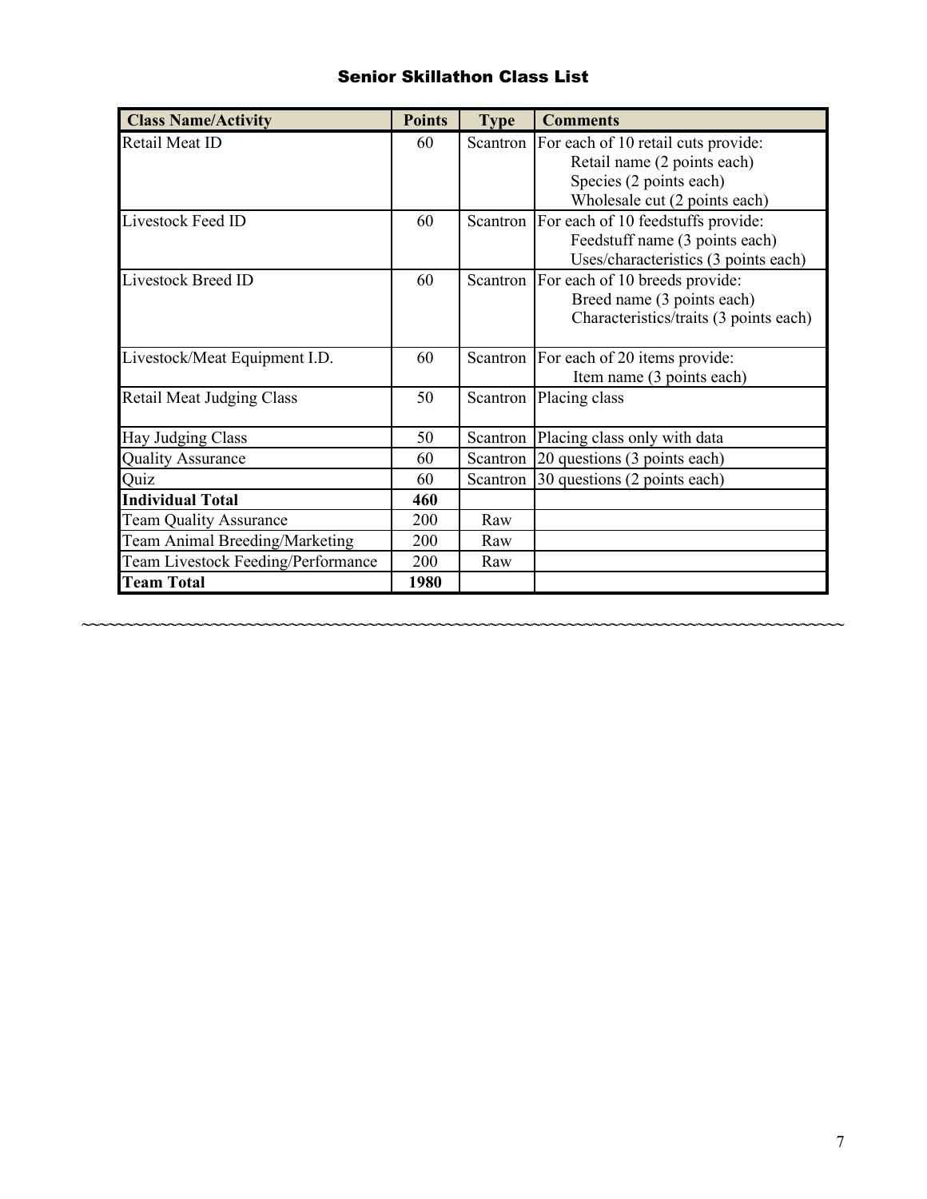## Senior Skillathon Class List

| Class Name/Activity | Points | Type | Comments |
|---|---|---|---|
| Retail Meat ID | 60 | Scantron | For each of 10 retail cuts provide:<br>Retail name (2 points each)<br>Species (2 points each)<br>Wholesale cut (2 points each) |
| Livestock Feed ID | 60 | Scantron | For each of 10 feedstuffs provide:<br>Feedstuff name (3 points each)<br>Uses/characteristics (3 points each) |
| Livestock Breed ID | 60 | Scantron | For each of 10 breeds provide:<br>Breed name (3 points each)<br>Characteristics/traits (3 points each) |
| Livestock/Meat Equipment I.D. | 60 | Scantron | For each of 20 items provide:<br>Item name (3 points each) |
| Retail Meat Judging Class | 50 | Scantron | Placing class |
| Hay Judging Class | 50 | Scantron | Placing class only with data |
| Quality Assurance | 60 | Scantron | 20 questions (3 points each) |
| Quiz | 60 | Scantron | 30 questions (2 points each) |
| **Individual Total** | **460** | | |
| Team Quality Assurance | 200 | Raw | |
| Team Animal Breeding/Marketing | 200 | Raw | |
| Team Livestock Feeding/Performance | 200 | Raw | |
| **Team Total** | **1980** | | |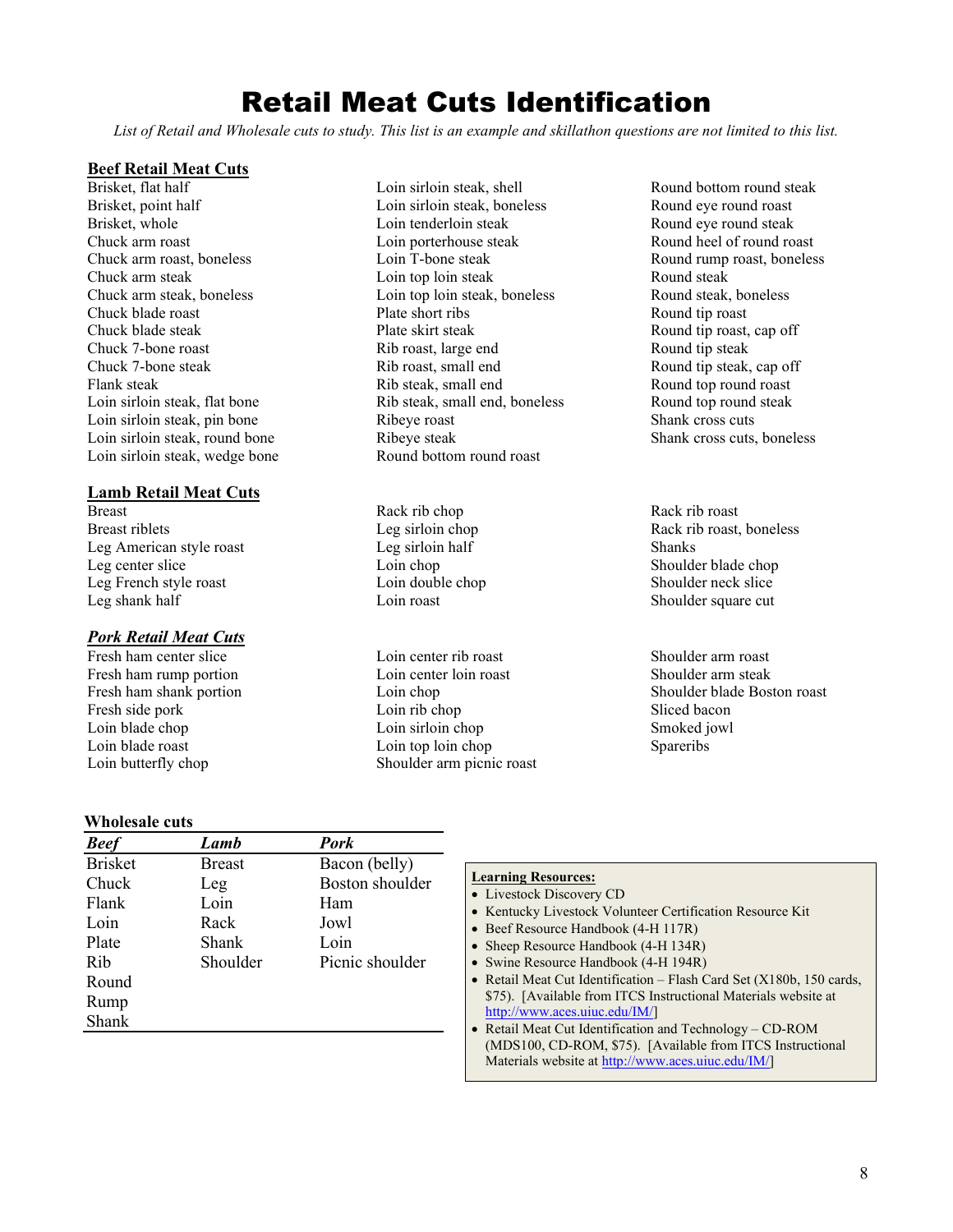# Retail Meat Cuts Identification

*List of Retail and Wholesale cuts to study. This list is an example and skillathon questions are not limited to this list.*

## Beef Retail Meat Cuts

- Brisket, flat half
- Brisket, point half
- Brisket, whole
- Chuck arm roast
- Chuck arm roast, boneless
- Chuck arm steak
- Chuck arm steak, boneless
- Chuck blade roast
- Chuck blade steak
- Chuck 7-bone roast
- Chuck 7-bone steak
- Flank steak
- Loin sirloin steak, flat bone
- Loin sirloin steak, pin bone
- Loin sirloin steak, round bone
- Loin sirloin steak, wedge bone
- Loin sirloin steak, shell
- Loin sirloin steak, boneless
- Loin tenderloin steak
- Loin porterhouse steak
- Loin T-bone steak
- Loin top loin steak
- Loin top loin steak, boneless
- Plate short ribs
- Plate skirt steak
- Rib roast, large end
- Rib roast, small end
- Rib steak, small end
- Rib steak, small end, boneless
- Ribeye roast
- Ribeye steak
- Round bottom round roast
- Round bottom round steak
- Round eye round roast
- Round eye round steak
- Round heel of round roast
- Round rump roast, boneless
- Round steak
- Round steak, boneless
- Round tip roast
- Round tip roast, cap off
- Round tip steak
- Round tip steak, cap off
- Round top round roast
- Round top round steak
- Shank cross cuts
- Shank cross cuts, boneless

## Lamb Retail Meat Cuts

- Breast
- Breast riblets
- Leg American style roast
- Leg center slice
- Leg French style roast
- Leg shank half
- Rack rib chop
- Leg sirloin chop
- Leg sirloin half
- Loin chop
- Loin double chop
- Loin roast
- Rack rib roast
- Rack rib roast, boneless
- Shanks
- Shoulder blade chop
- Shoulder neck slice
- Shoulder square cut

## *Pork Retail Meat Cuts*

- Fresh ham center slice
- Fresh ham rump portion
- Fresh ham shank portion
- Fresh side pork
- Loin blade chop
- Loin blade roast
- Loin butterfly chop
- Loin center rib roast
- Loin center loin roast
- Loin chop
- Loin rib chop
- Loin sirloin chop
- Loin top loin chop
- Shoulder arm picnic roast
- Shoulder arm roast
- Shoulder arm steak
- Shoulder blade Boston roast
- Sliced bacon
- Smoked jowl
- Spareribs

### Wholesale cuts

| ***Beef*** | ***Lamb*** | ***Pork*** |
|---|---|---|
| Brisket | Breast | Bacon (belly) |
| Chuck | Leg | Boston shoulder |
| Flank | Loin | Ham |
| Loin | Rack | Jowl |
| Plate | Shank | Loin |
| Rib | Shoulder | Picnic shoulder |
| Round | | |
| Rump | | |
| Shank | | |

**Learning Resources:**

- Livestock Discovery CD
- Kentucky Livestock Volunteer Certification Resource Kit
- Beef Resource Handbook (4-H 117R)
- Sheep Resource Handbook (4-H 134R)
- Swine Resource Handbook (4-H 194R)
- Retail Meat Cut Identification – Flash Card Set (X180b, 150 cards, $75). [Available from ITCS Instructional Materials website at http://www.aces.uiuc.edu/IM/]
- Retail Meat Cut Identification and Technology – CD-ROM (MDS100, CD-ROM, $75). [Available from ITCS Instructional Materials website at http://www.aces.uiuc.edu/IM/]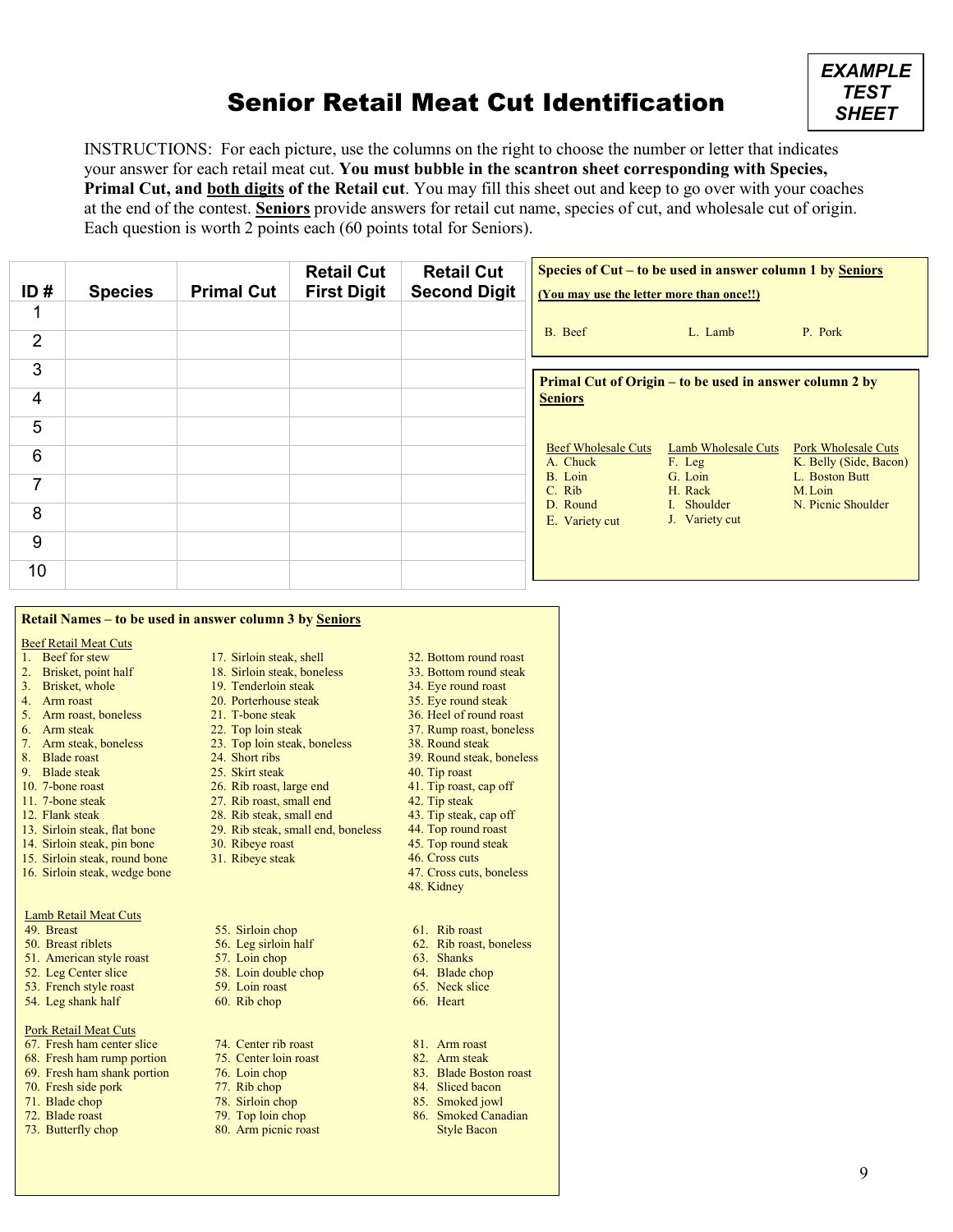# Senior Retail Meat Cut Identification

**EXAMPLE TEST SHEET**

INSTRUCTIONS: For each picture, use the columns on the right to choose the number or letter that indicates your answer for each retail meat cut. **You must bubble in the scantron sheet corresponding with Species, Primal Cut, and both digits of the Retail cut**. You may fill this sheet out and keep to go over with your coaches at the end of the contest. **Seniors** provide answers for retail cut name, species of cut, and wholesale cut of origin. Each question is worth 2 points each (60 points total for Seniors).

| ID # | Species | Primal Cut | Retail Cut First Digit | Retail Cut Second Digit |
|---|---|---|---|---|
| 1 | | | | |
| 2 | | | | |
| 3 | | | | |
| 4 | | | | |
| 5 | | | | |
| 6 | | | | |
| 7 | | | | |
| 8 | | | | |
| 9 | | | | |
| 10 | | | | |

**Species of Cut – to be used in answer column 1 by Seniors**

**(You may use the letter more than once!!)**

B. Beef L. Lamb P. Pork

**Primal Cut of Origin – to be used in answer column 2 by Seniors**

| Beef Wholesale Cuts | Lamb Wholesale Cuts | Pork Wholesale Cuts |
|---|---|---|
| A. Chuck | F. Leg | K. Belly (Side, Bacon) |
| B. Loin | G. Loin | L. Boston Butt |
| C. Rib | H. Rack | M. Loin |
| D. Round | I. Shoulder | N. Picnic Shoulder |
| E. Variety cut | J. Variety cut | |

**Retail Names – to be used in answer column 3 by Seniors**

Beef Retail Meat Cuts

1. Beef for stew
2. Brisket, point half
3. Brisket, whole
4. Arm roast
5. Arm roast, boneless
6. Arm steak
7. Arm steak, boneless
8. Blade roast
9. Blade steak
10. 7-bone roast
11. 7-bone steak
12. Flank steak
13. Sirloin steak, flat bone
14. Sirloin steak, pin bone
15. Sirloin steak, round bone
16. Sirloin steak, wedge bone
17. Sirloin steak, shell
18. Sirloin steak, boneless
19. Tenderloin steak
20. Porterhouse steak
21. T-bone steak
22. Top loin steak
23. Top loin steak, boneless
24. Short ribs
25. Skirt steak
26. Rib roast, large end
27. Rib roast, small end
28. Rib steak, small end
29. Rib steak, small end, boneless
30. Ribeye roast
31. Ribeye steak
32. Bottom round roast
33. Bottom round steak
34. Eye round roast
35. Eye round steak
36. Heel of round roast
37. Rump roast, boneless
38. Round steak
39. Round steak, boneless
40. Tip roast
41. Tip roast, cap off
42. Tip steak
43. Tip steak, cap off
44. Top round roast
45. Top round steak
46. Cross cuts
47. Cross cuts, boneless
48. Kidney

Lamb Retail Meat Cuts

49. Breast
50. Breast riblets
51. American style roast
52. Leg Center slice
53. French style roast
54. Leg shank half
55. Sirloin chop
56. Leg sirloin half
57. Loin chop
58. Loin double chop
59. Loin roast
60. Rib chop
61. Rib roast
62. Rib roast, boneless
63. Shanks
64. Blade chop
65. Neck slice
66. Heart

Pork Retail Meat Cuts

67. Fresh ham center slice
68. Fresh ham rump portion
69. Fresh ham shank portion
70. Fresh side pork
71. Blade chop
72. Blade roast
73. Butterfly chop
74. Center rib roast
75. Center loin roast
76. Loin chop
77. Rib chop
78. Sirloin chop
79. Top loin chop
80. Arm picnic roast
81. Arm roast
82. Arm steak
83. Blade Boston roast
84. Sliced bacon
85. Smoked jowl
86. Smoked Canadian Style Bacon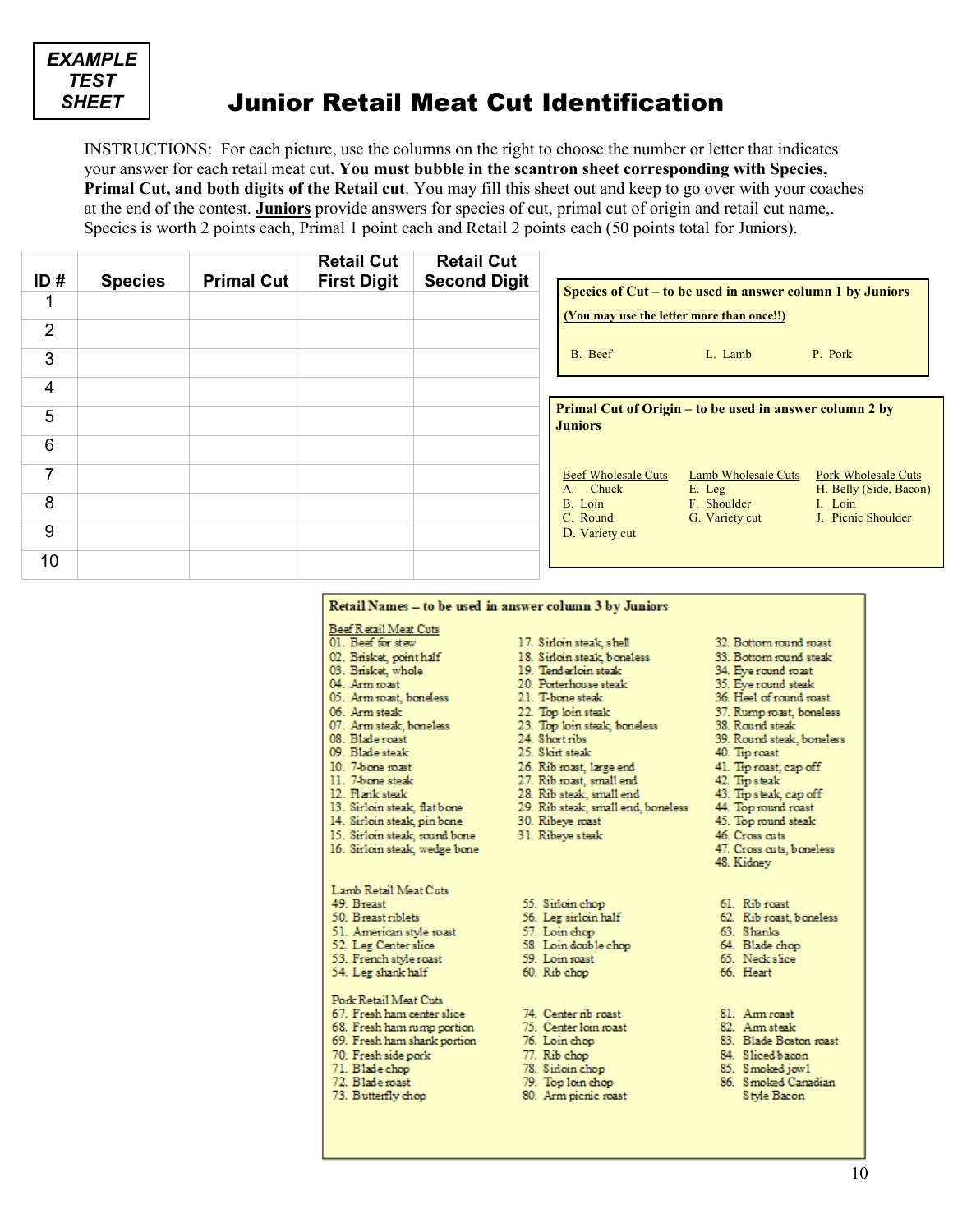**EXAMPLE TEST SHEET**

# Junior Retail Meat Cut Identification

INSTRUCTIONS: For each picture, use the columns on the right to choose the number or letter that indicates your answer for each retail meat cut. **You must bubble in the scantron sheet corresponding with Species, Primal Cut, and both digits of the Retail cut**. You may fill this sheet out and keep to go over with your coaches at the end of the contest. **Juniors** provide answers for species of cut, primal cut of origin and retail cut name,. Species is worth 2 points each, Primal 1 point each and Retail 2 points each (50 points total for Juniors).

| ID # | Species | Primal Cut | Retail Cut First Digit | Retail Cut Second Digit |
|---|---|---|---|---|
| 1 | | | | |
| 2 | | | | |
| 3 | | | | |
| 4 | | | | |
| 5 | | | | |
| 6 | | | | |
| 7 | | | | |
| 8 | | | | |
| 9 | | | | |
| 10 | | | | |

**Species of Cut – to be used in answer column 1 by Juniors**

**(You may use the letter more than once!!)**

B. Beef L. Lamb P. Pork

**Primal Cut of Origin – to be used in answer column 2 by Juniors**

| Beef Wholesale Cuts | Lamb Wholesale Cuts | Pork Wholesale Cuts |
|---|---|---|
| A. Chuck | E. Leg | H. Belly (Side, Bacon) |
| B. Loin | F. Shoulder | I. Loin |
| C. Round | G. Variety cut | J. Picnic Shoulder |
| D. Variety cut | | |

**Retail Names – to be used in answer column 3 by Juniors**

Beef Retail Meat Cuts

01. Beef for stew
02. Brisket, point half
03. Brisket, whole
04. Arm roast
05. Arm roast, boneless
06. Arm steak
07. Arm steak, boneless
08. Blade roast
09. Blade steak
10. 7-bone roast
11. 7-bone steak
12. Flank steak
13. Sirloin steak, flat bone
14. Sirloin steak, pin bone
15. Sirloin steak, round bone
16. Sirloin steak, wedge bone
17. Sirloin steak, shell
18. Sirloin steak, boneless
19. Tenderloin steak
20. Porterhouse steak
21. T-bone steak
22. Top loin steak
23. Top loin steak, boneless
24. Short ribs
25. Skirt steak
26. Rib roast, large end
27. Rib roast, small end
28. Rib steak, small end
29. Rib steak, small end, boneless
30. Ribeye roast
31. Ribeye steak
32. Bottom round roast
33. Bottom round steak
34. Eye round roast
35. Eye round steak
36. Heel of round roast
37. Rump roast, boneless
38. Round steak
39. Round steak, boneless
40. Tip roast
41. Tip roast, cap off
42. Tip steak
43. Tip steak, cap off
44. Top round roast
45. Top round steak
46. Cross cuts
47. Cross cuts, boneless
48. Kidney

Lamb Retail Meat Cuts

49. Breast
50. Breast riblets
51. American style roast
52. Leg Center slice
53. French style roast
54. Leg shank half
55. Sirloin chop
56. Leg sirloin half
57. Loin chop
58. Loin double chop
59. Loin roast
60. Rib chop
61. Rib roast
62. Rib roast, boneless
63. Shanks
64. Blade chop
65. Neck slice
66. Heart

Pork Retail Meat Cuts

67. Fresh ham center slice
68. Fresh ham rump portion
69. Fresh ham shank portion
70. Fresh side pork
71. Blade chop
72. Blade roast
73. Butterfly chop
74. Center rib roast
75. Center loin roast
76. Loin chop
77. Rib chop
78. Sirloin chop
79. Top loin chop
80. Arm picnic roast
81. Arm roast
82. Arm steak
83. Blade Boston roast
84. Sliced bacon
85. Smoked jowl
86. Smoked Canadian Style Bacon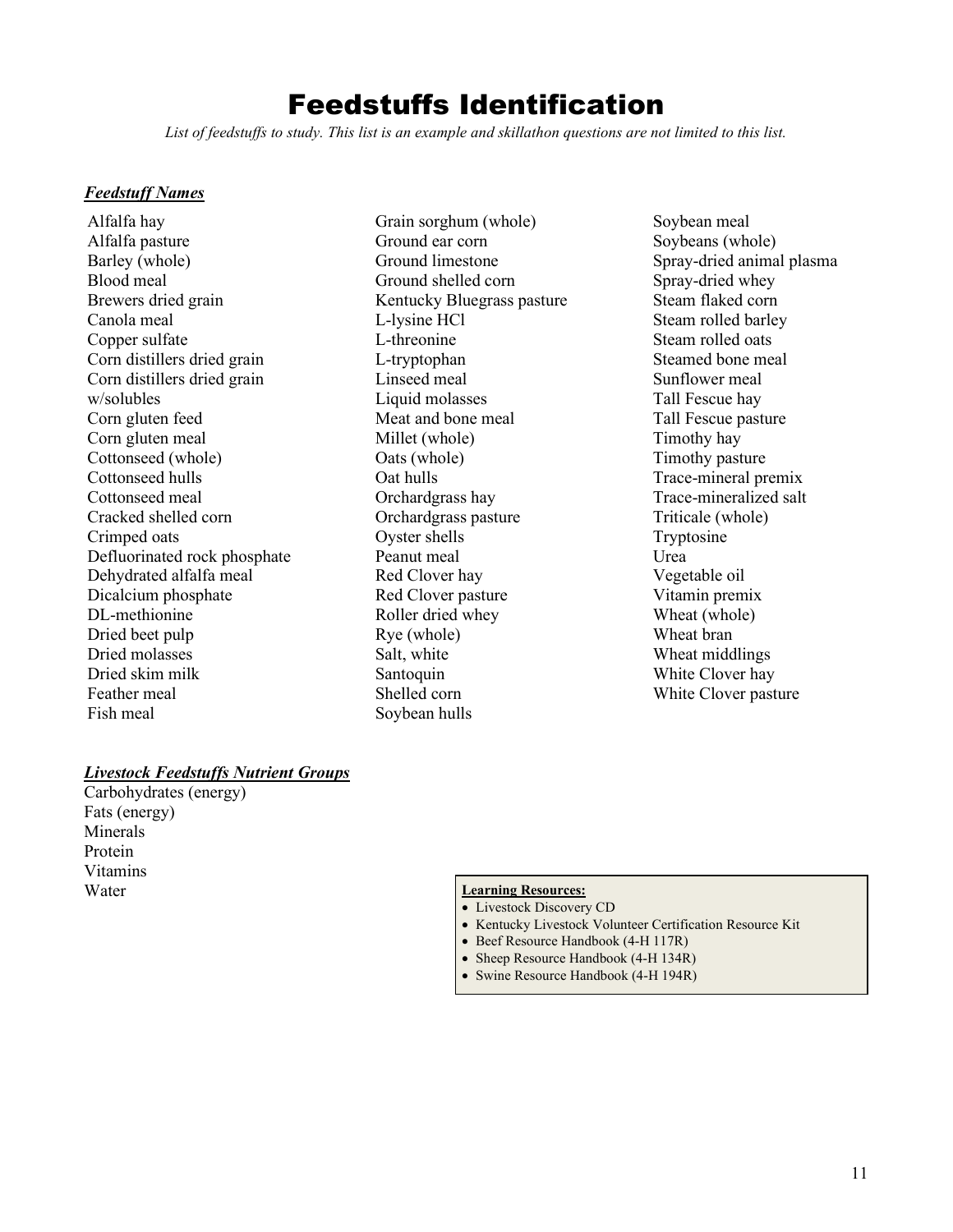# Feedstuffs Identification

*List of feedstuffs to study. This list is an example and skillathon questions are not limited to this list.*

***Feedstuff Names***

- Alfalfa hay
- Alfalfa pasture
- Barley (whole)
- Blood meal
- Brewers dried grain
- Canola meal
- Copper sulfate
- Corn distillers dried grain
- Corn distillers dried grain w/solubles
- Corn gluten feed
- Corn gluten meal
- Cottonseed (whole)
- Cottonseed hulls
- Cottonseed meal
- Cracked shelled corn
- Crimped oats
- Defluorinated rock phosphate
- Dehydrated alfalfa meal
- Dicalcium phosphate
- DL-methionine
- Dried beet pulp
- Dried molasses
- Dried skim milk
- Feather meal
- Fish meal
- Grain sorghum (whole)
- Ground ear corn
- Ground limestone
- Ground shelled corn
- Kentucky Bluegrass pasture
- L-lysine HCl
- L-threonine
- L-tryptophan
- Linseed meal
- Liquid molasses
- Meat and bone meal
- Millet (whole)
- Oats (whole)
- Oat hulls
- Orchardgrass hay
- Orchardgrass pasture
- Oyster shells
- Peanut meal
- Red Clover hay
- Red Clover pasture
- Roller dried whey
- Rye (whole)
- Salt, white
- Santoquin
- Shelled corn
- Soybean hulls
- Soybean meal
- Soybeans (whole)
- Spray-dried animal plasma
- Spray-dried whey
- Steam flaked corn
- Steam rolled barley
- Steam rolled oats
- Steamed bone meal
- Sunflower meal
- Tall Fescue hay
- Tall Fescue pasture
- Timothy hay
- Timothy pasture
- Trace-mineral premix
- Trace-mineralized salt
- Triticale (whole)
- Tryptosine
- Urea
- Vegetable oil
- Vitamin premix
- Wheat (whole)
- Wheat bran
- Wheat middlings
- White Clover hay
- White Clover pasture

***Livestock Feedstuffs Nutrient Groups***

- Carbohydrates (energy)
- Fats (energy)
- Minerals
- Protein
- Vitamins
- Water

**Learning Resources:**

- Livestock Discovery CD
- Kentucky Livestock Volunteer Certification Resource Kit
- Beef Resource Handbook (4-H 117R)
- Sheep Resource Handbook (4-H 134R)
- Swine Resource Handbook (4-H 194R)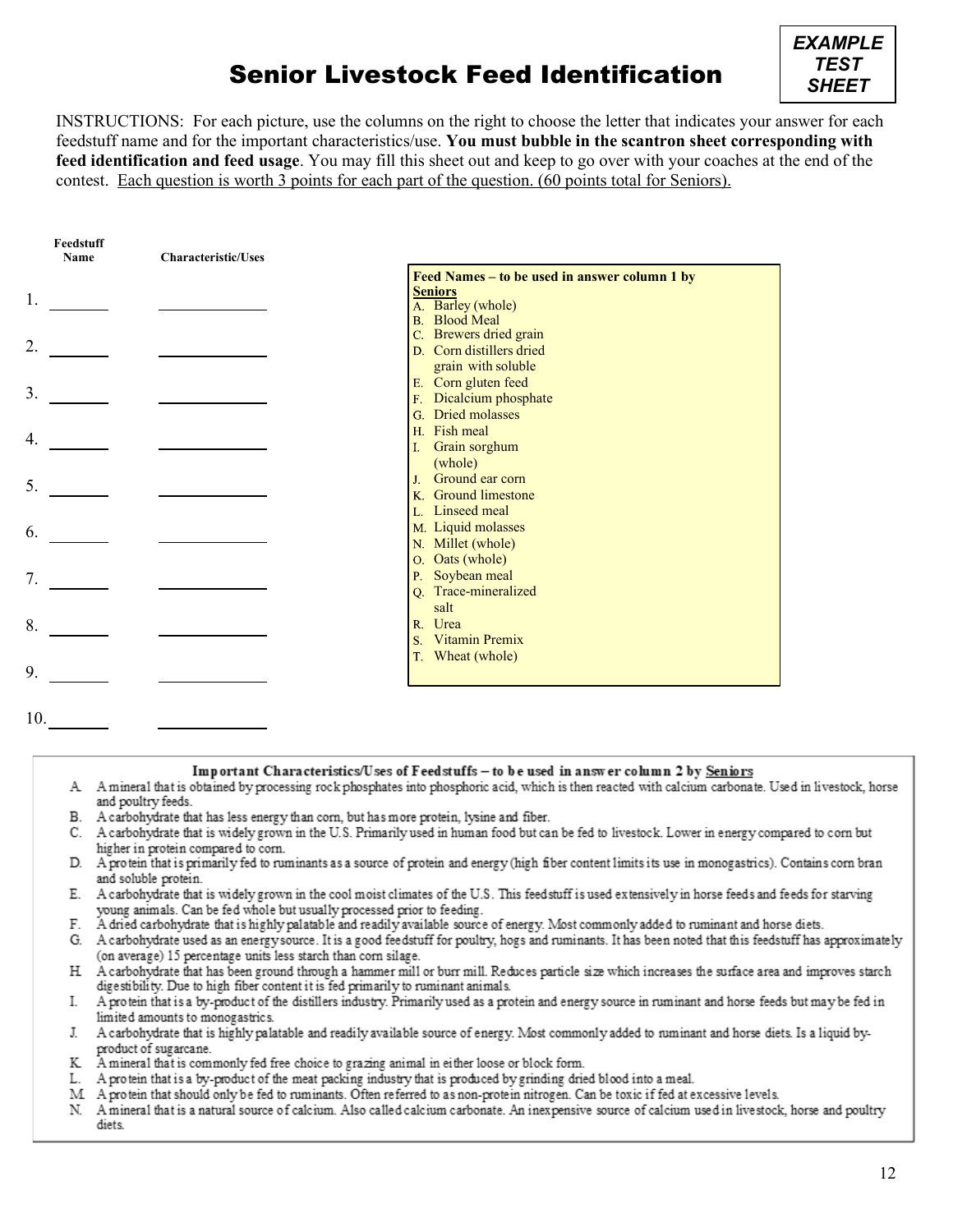# Senior Livestock Feed Identification

**EXAMPLE TEST SHEET**

INSTRUCTIONS: For each picture, use the columns on the right to choose the letter that indicates your answer for each feedstuff name and for the important characteristics/use. **You must bubble in the scantron sheet corresponding with feed identification and feed usage**. You may fill this sheet out and keep to go over with your coaches at the end of the contest. Each question is worth 3 points for each part of the question. (60 points total for Seniors).

| | Feedstuff Name | Characteristic/Uses |
|---|---|---|
| 1. | _______ | ____________ |
| 2. | _______ | ____________ |
| 3. | _______ | ____________ |
| 4. | _______ | ____________ |
| 5. | _______ | ____________ |
| 6. | _______ | ____________ |
| 7. | _______ | ____________ |
| 8. | _______ | ____________ |
| 9. | _______ | ____________ |
| 10. | _______ | ____________ |

**Feed Names – to be used in answer column 1 by Seniors**

A. Barley (whole)
B. Blood Meal
C. Brewers dried grain
D. Corn distillers dried grain with soluble
E. Corn gluten feed
F. Dicalcium phosphate
G. Dried molasses
H. Fish meal
I. Grain sorghum (whole)
J. Ground ear corn
K. Ground limestone
L. Linseed meal
M. Liquid molasses
N. Millet (whole)
O. Oats (whole)
P. Soybean meal
Q. Trace-mineralized salt
R. Urea
S. Vitamin Premix
T. Wheat (whole)

**Important Characteristics/Uses of Feedstuffs – to be used in answer column 2 by Seniors**

A. A mineral that is obtained by processing rock phosphates into phosphoric acid, which is then reacted with calcium carbonate. Used in livestock, horse and poultry feeds.
B. A carbohydrate that has less energy than corn, but has more protein, lysine and fiber.
C. A carbohydrate that is widely grown in the U.S. Primarily used in human food but can be fed to livestock. Lower in energy compared to corn but higher in protein compared to corn.
D. A protein that is primarily fed to ruminants as a source of protein and energy (high fiber content limits its use in monogastrics). Contains corn bran and soluble protein.
E. A carbohydrate that is widely grown in the cool moist climates of the U.S. This feedstuff is used extensively in horse feeds and feeds for starving young animals. Can be fed whole but usually processed prior to feeding.
F. A dried carbohydrate that is highly palatable and readily available source of energy. Most commonly added to ruminant and horse diets.
G. A carbohydrate used as an energy source. It is a good feedstuff for poultry, hogs and ruminants. It has been noted that this feedstuff has approximately (on average) 15 percentage units less starch than corn silage.
H. A carbohydrate that has been ground through a hammer mill or burr mill. Reduces particle size which increases the surface area and improves starch digestibility. Due to high fiber content it is fed primarily to ruminant animals.
I. A protein that is a by-product of the distillers industry. Primarily used as a protein and energy source in ruminant and horse feeds but may be fed in limited amounts to monogastrics.
J. A carbohydrate that is highly palatable and readily available source of energy. Most commonly added to ruminant and horse diets. Is a liquid by-product of sugarcane.
K. A mineral that is commonly fed free choice to grazing animal in either loose or block form.
L. A protein that is a by-product of the meat packing industry that is produced by grinding dried blood into a meal.
M. A protein that should only be fed to ruminants. Often referred to as non-protein nitrogen. Can be toxic if fed at excessive levels.
N. A mineral that is a natural source of calcium. Also called calcium carbonate. An inexpensive source of calcium used in livestock, horse and poultry diets.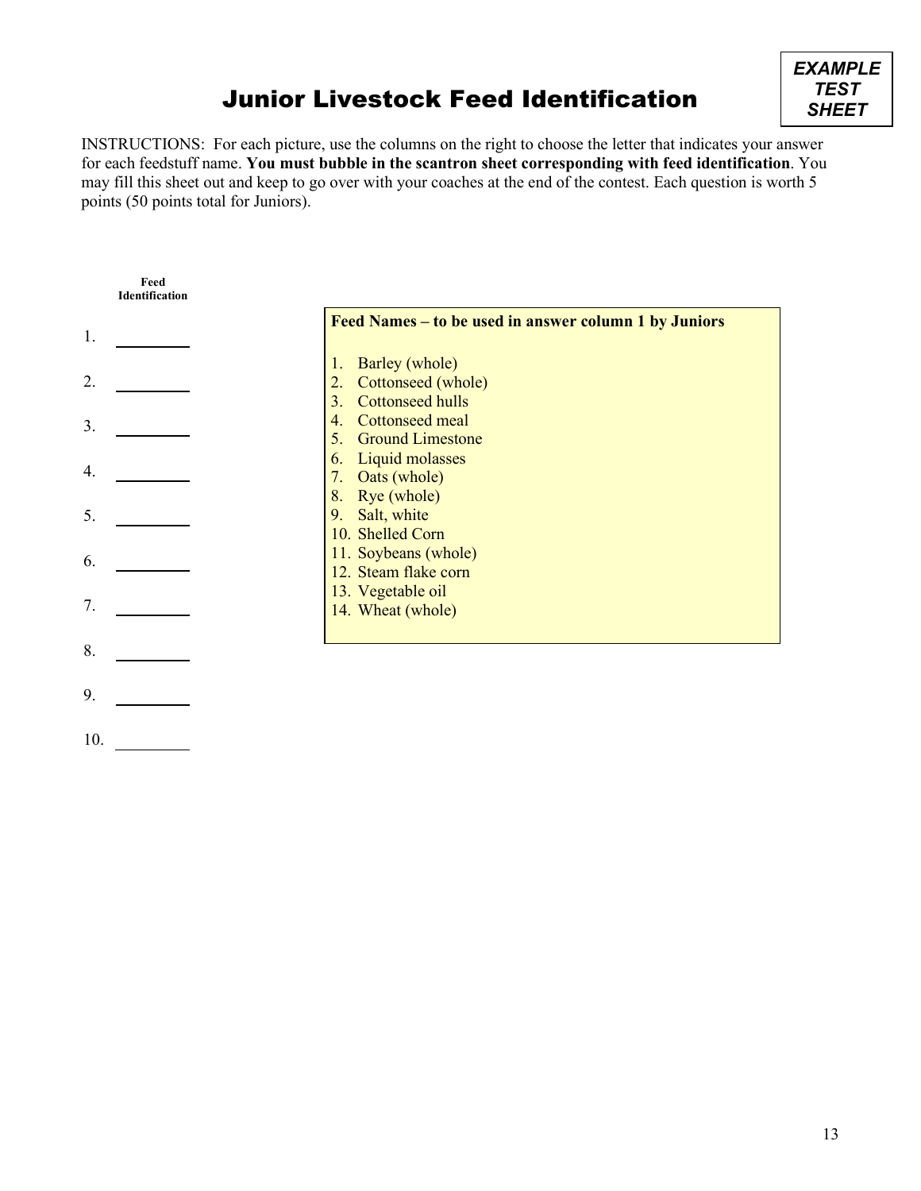**EXAMPLE TEST SHEET**

# Junior Livestock Feed Identification

INSTRUCTIONS: For each picture, use the columns on the right to choose the letter that indicates your answer for each feedstuff name. **You must bubble in the scantron sheet corresponding with feed identification**. You may fill this sheet out and keep to go over with your coaches at the end of the contest. Each question is worth 5 points (50 points total for Juniors).

**Feed Identification**

1. ________
2. ________
3. ________
4. ________
5. ________
6. ________
7. ________
8. ________
9. ________
10. ________

**Feed Names – to be used in answer column 1 by Juniors**

1. Barley (whole)
2. Cottonseed (whole)
3. Cottonseed hulls
4. Cottonseed meal
5. Ground Limestone
6. Liquid molasses
7. Oats (whole)
8. Rye (whole)
9. Salt, white
10. Shelled Corn
11. Soybeans (whole)
12. Steam flake corn
13. Vegetable oil
14. Wheat (whole)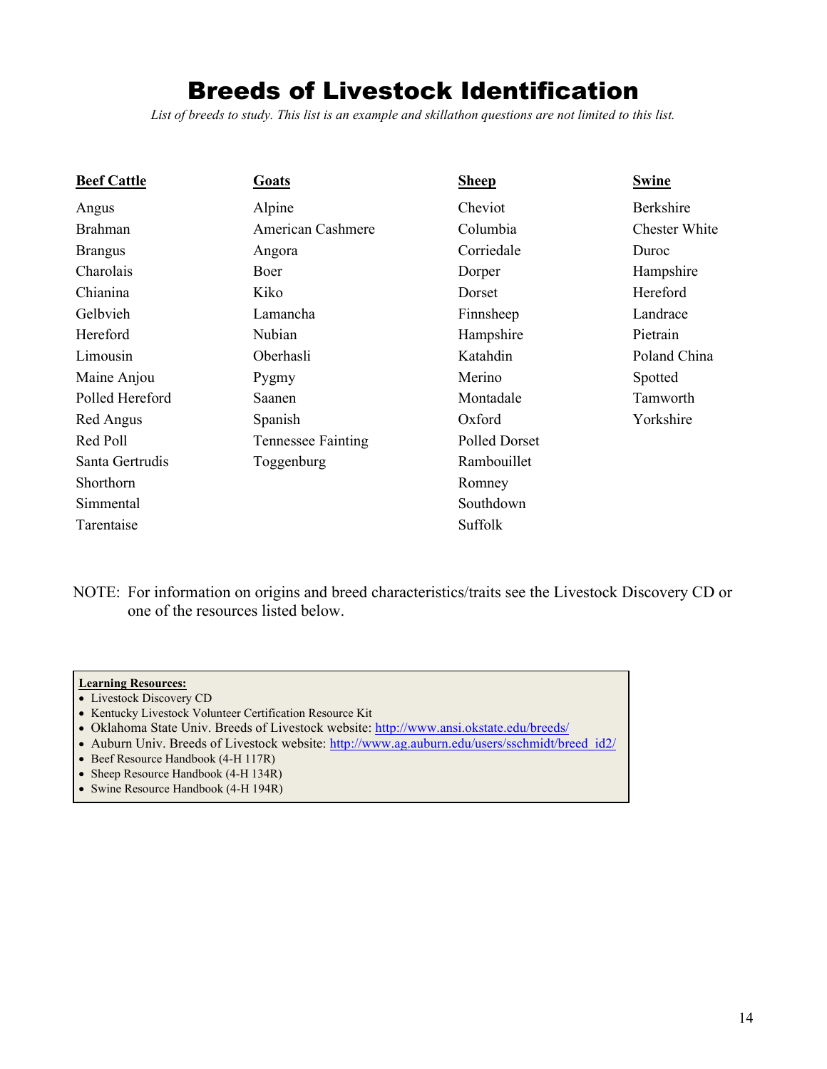# Breeds of Livestock Identification

*List of breeds to study. This list is an example and skillathon questions are not limited to this list.*

| **Beef Cattle** | **Goats** | **Sheep** | **Swine** |
|---|---|---|---|
| Angus | Alpine | Cheviot | Berkshire |
| Brahman | American Cashmere | Columbia | Chester White |
| Brangus | Angora | Corriedale | Duroc |
| Charolais | Boer | Dorper | Hampshire |
| Chianina | Kiko | Dorset | Hereford |
| Gelbvieh | Lamancha | Finnsheep | Landrace |
| Hereford | Nubian | Hampshire | Pietrain |
| Limousin | Oberhasli | Katahdin | Poland China |
| Maine Anjou | Pygmy | Merino | Spotted |
| Polled Hereford | Saanen | Montadale | Tamworth |
| Red Angus | Spanish | Oxford | Yorkshire |
| Red Poll | Tennessee Fainting | Polled Dorset | |
| Santa Gertrudis | Toggenburg | Rambouillet | |
| Shorthorn | | Romney | |
| Simmental | | Southdown | |
| Tarentaise | | Suffolk | |

NOTE: For information on origins and breed characteristics/traits see the Livestock Discovery CD or one of the resources listed below.

**Learning Resources:**

- Livestock Discovery CD
- Kentucky Livestock Volunteer Certification Resource Kit
- Oklahoma State Univ. Breeds of Livestock website: http://www.ansi.okstate.edu/breeds/
- Auburn Univ. Breeds of Livestock website: http://www.ag.auburn.edu/users/sschmidt/breed_id2/
- Beef Resource Handbook (4-H 117R)
- Sheep Resource Handbook (4-H 134R)
- Swine Resource Handbook (4-H 194R)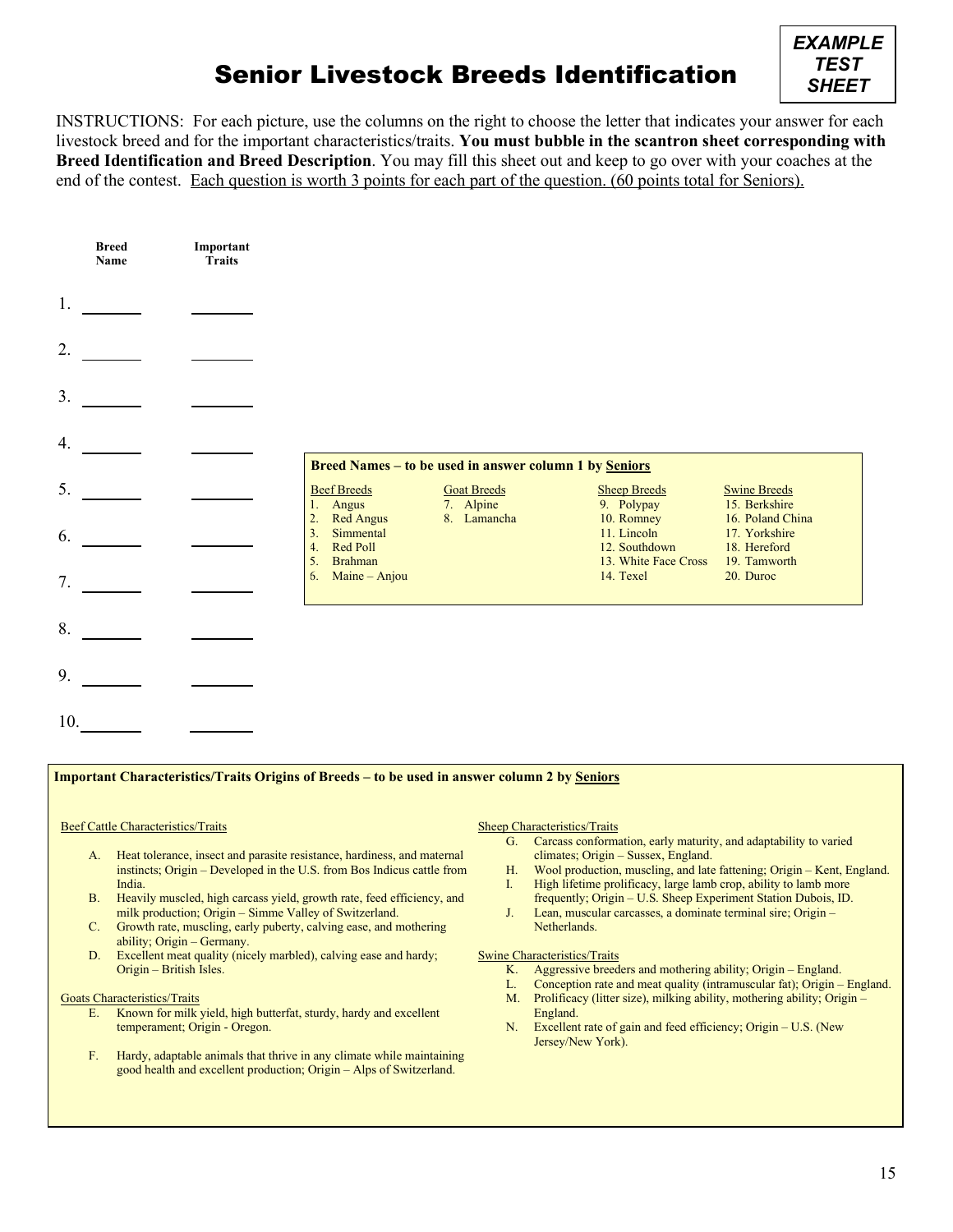**EXAMPLE TEST SHEET**

# Senior Livestock Breeds Identification

INSTRUCTIONS: For each picture, use the columns on the right to choose the letter that indicates your answer for each livestock breed and for the important characteristics/traits. **You must bubble in the scantron sheet corresponding with Breed Identification and Breed Description**. You may fill this sheet out and keep to go over with your coaches at the end of the contest. <u>Each question is worth 3 points for each part of the question. (60 points total for Seniors).</u>

| | Breed Name | Important Traits |
|---|---|---|
| 1. | _______ | _______ |
| 2. | _______ | _______ |
| 3. | _______ | _______ |
| 4. | _______ | _______ |
| 5. | _______ | _______ |
| 6. | _______ | _______ |
| 7. | _______ | _______ |
| 8. | _______ | _______ |
| 9. | _______ | _______ |
| 10. | _______ | _______ |

**Breed Names – to be used in answer column 1 by <u>Seniors</u>**

| Beef Breeds | Goat Breeds | Sheep Breeds | Swine Breeds |
|---|---|---|---|
| 1. Angus | 7. Alpine | 9. Polypay | 15. Berkshire |
| 2. Red Angus | 8. Lamancha | 10. Romney | 16. Poland China |
| 3. Simmental | | 11. Lincoln | 17. Yorkshire |
| 4. Red Poll | | 12. Southdown | 18. Hereford |
| 5. Brahman | | 13. White Face Cross | 19. Tamworth |
| 6. Maine – Anjou | | 14. Texel | 20. Duroc |

**Important Characteristics/Traits Origins of Breeds – to be used in answer column 2 by <u>Seniors</u>**

<u>Beef Cattle Characteristics/Traits</u>

- A. Heat tolerance, insect and parasite resistance, hardiness, and maternal instincts; Origin – Developed in the U.S. from Bos Indicus cattle from India.
- B. Heavily muscled, high carcass yield, growth rate, feed efficiency, and milk production; Origin – Simme Valley of Switzerland.
- C. Growth rate, muscling, early puberty, calving ease, and mothering ability; Origin – Germany.
- D. Excellent meat quality (nicely marbled), calving ease and hardy; Origin – British Isles.

<u>Goats Characteristics/Traits</u>

- E. Known for milk yield, high butterfat, sturdy, hardy and excellent temperament; Origin - Oregon.
- F. Hardy, adaptable animals that thrive in any climate while maintaining good health and excellent production; Origin – Alps of Switzerland.

<u>Sheep Characteristics/Traits</u>

- G. Carcass conformation, early maturity, and adaptability to varied climates; Origin – Sussex, England.
- H. Wool production, muscling, and late fattening; Origin – Kent, England.
- I. High lifetime prolificacy, large lamb crop, ability to lamb more frequently; Origin – U.S. Sheep Experiment Station Dubois, ID.
- J. Lean, muscular carcasses, a dominate terminal sire; Origin – Netherlands.

<u>Swine Characteristics/Traits</u>

- K. Aggressive breeders and mothering ability; Origin – England.
- L. Conception rate and meat quality (intramuscular fat); Origin – England.
- M. Prolificacy (litter size), milking ability, mothering ability; Origin – England.
- N. Excellent rate of gain and feed efficiency; Origin – U.S. (New Jersey/New York).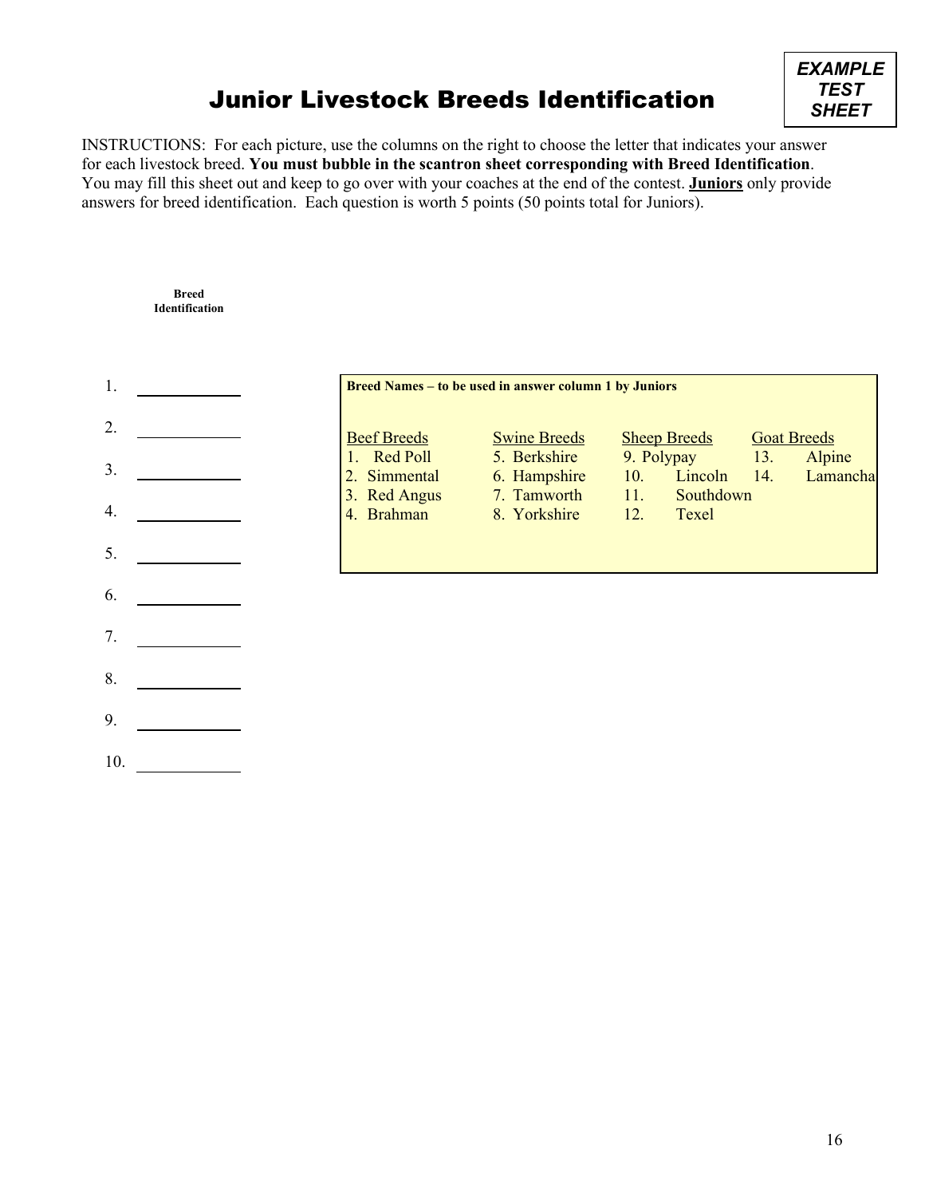**EXAMPLE TEST SHEET**

# Junior Livestock Breeds Identification

INSTRUCTIONS: For each picture, use the columns on the right to choose the letter that indicates your answer for each livestock breed. **You must bubble in the scantron sheet corresponding with Breed Identification**. You may fill this sheet out and keep to go over with your coaches at the end of the contest. **Juniors** only provide answers for breed identification. Each question is worth 5 points (50 points total for Juniors).

**Breed Identification**

1. ____________
2. ____________
3. ____________
4. ____________
5. ____________
6. ____________
7. ____________
8. ____________
9. ____________
10. ____________

**Breed Names – to be used in answer column 1 by Juniors**

| Beef Breeds | Swine Breeds | Sheep Breeds | Goat Breeds |
|---|---|---|---|
| 1. Red Poll | 5. Berkshire | 9. Polypay | 13. Alpine |
| 2. Simmental | 6. Hampshire | 10. Lincoln | 14. Lamancha |
| 3. Red Angus | 7. Tamworth | 11. Southdown | |
| 4. Brahman | 8. Yorkshire | 12. Texel | |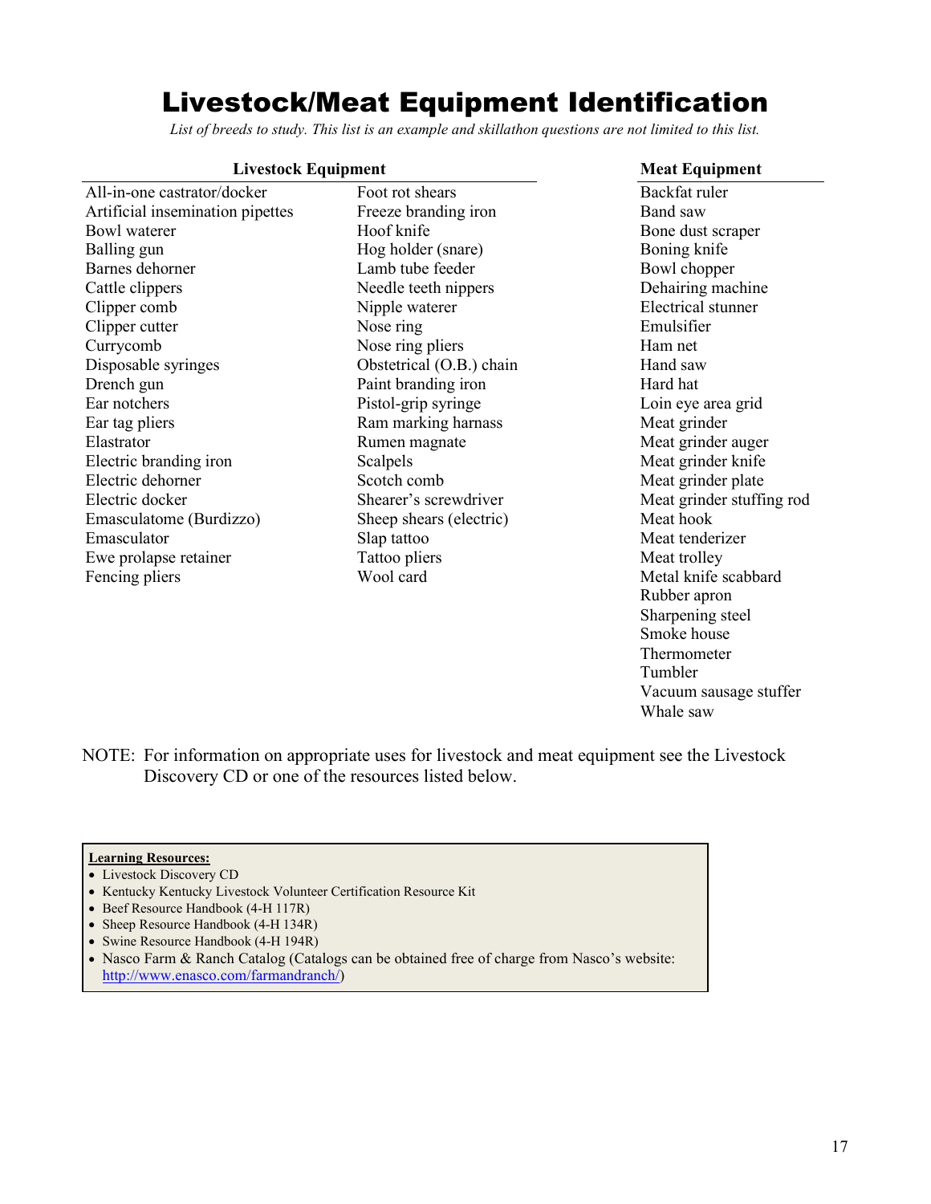# Livestock/Meat Equipment Identification

*List of breeds to study. This list is an example and skillathon questions are not limited to this list.*

**Livestock Equipment**

- All-in-one castrator/docker
- Artificial insemination pipettes
- Bowl waterer
- Balling gun
- Barnes dehorner
- Cattle clippers
- Clipper comb
- Clipper cutter
- Currycomb
- Disposable syringes
- Drench gun
- Ear notchers
- Ear tag pliers
- Elastrator
- Electric branding iron
- Electric dehorner
- Electric docker
- Emasculatome (Burdizzo)
- Emasculator
- Ewe prolapse retainer
- Fencing pliers
- Foot rot shears
- Freeze branding iron
- Hoof knife
- Hog holder (snare)
- Lamb tube feeder
- Needle teeth nippers
- Nipple waterer
- Nose ring
- Nose ring pliers
- Obstetrical (O.B.) chain
- Paint branding iron
- Pistol-grip syringe
- Ram marking harnass
- Rumen magnate
- Scalpels
- Scotch comb
- Shearer's screwdriver
- Sheep shears (electric)
- Slap tattoo
- Tattoo pliers
- Wool card

**Meat Equipment**

- Backfat ruler
- Band saw
- Bone dust scraper
- Boning knife
- Bowl chopper
- Dehairing machine
- Electrical stunner
- Emulsifier
- Ham net
- Hand saw
- Hard hat
- Loin eye area grid
- Meat grinder
- Meat grinder auger
- Meat grinder knife
- Meat grinder plate
- Meat grinder stuffing rod
- Meat hook
- Meat tenderizer
- Meat trolley
- Metal knife scabbard
- Rubber apron
- Sharpening steel
- Smoke house
- Thermometer
- Tumbler
- Vacuum sausage stuffer
- Whale saw

NOTE: For information on appropriate uses for livestock and meat equipment see the Livestock Discovery CD or one of the resources listed below.

**Learning Resources:**

- Livestock Discovery CD
- Kentucky Kentucky Livestock Volunteer Certification Resource Kit
- Beef Resource Handbook (4-H 117R)
- Sheep Resource Handbook (4-H 134R)
- Swine Resource Handbook (4-H 194R)
- Nasco Farm & Ranch Catalog (Catalogs can be obtained free of charge from Nasco's website: http://www.enasco.com/farmandranch/)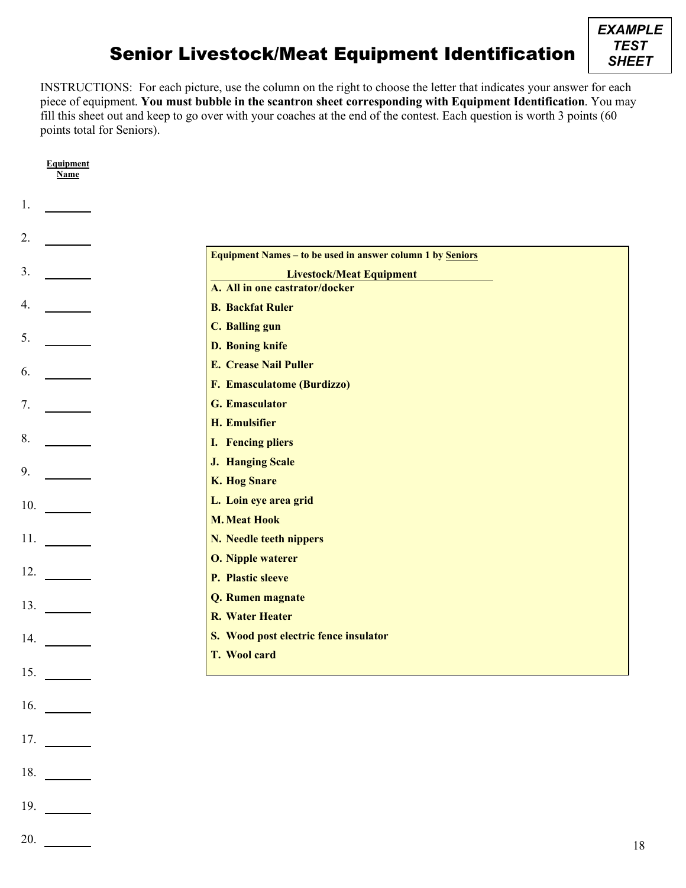# Senior Livestock/Meat Equipment Identification

**EXAMPLE TEST SHEET**

INSTRUCTIONS: For each picture, use the column on the right to choose the letter that indicates your answer for each piece of equipment. **You must bubble in the scantron sheet corresponding with Equipment Identification**. You may fill this sheet out and keep to go over with your coaches at the end of the contest. Each question is worth 3 points (60 points total for Seniors).

**Equipment Name**

1. ________
2. ________
3. ________
4. ________
5. ________
6. ________
7. ________
8. ________
9. ________
10. ________
11. ________
12. ________
13. ________
14. ________
15. ________
16. ________
17. ________
18. ________
19. ________
20. ________

**Equipment Names – to be used in answer column 1 by Seniors**

**Livestock/Meat Equipment**

**A. All in one castrator/docker**
**B. Backfat Ruler**
**C. Balling gun**
**D. Boning knife**
**E. Crease Nail Puller**
**F. Emasculatome (Burdizzo)**
**G. Emasculator**
**H. Emulsifier**
**I. Fencing pliers**
**J. Hanging Scale**
**K. Hog Snare**
**L. Loin eye area grid**
**M. Meat Hook**
**N. Needle teeth nippers**
**O. Nipple waterer**
**P. Plastic sleeve**
**Q. Rumen magnate**
**R. Water Heater**
**S. Wood post electric fence insulator**
**T. Wool card**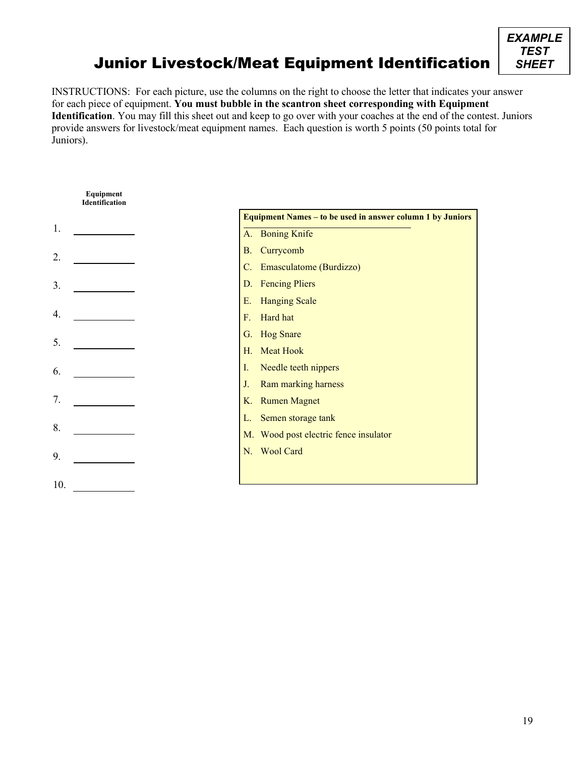**EXAMPLE TEST SHEET**

# Junior Livestock/Meat Equipment Identification

INSTRUCTIONS: For each picture, use the columns on the right to choose the letter that indicates your answer for each piece of equipment. **You must bubble in the scantron sheet corresponding with Equipment Identification**. You may fill this sheet out and keep to go over with your coaches at the end of the contest. Juniors provide answers for livestock/meat equipment names. Each question is worth 5 points (50 points total for Juniors).

**Equipment Identification**

1. ____________
2. ____________
3. ____________
4. ____________
5. ____________
6. ____________
7. ____________
8. ____________
9. ____________
10. ____________

**Equipment Names – to be used in answer column 1 by Juniors**

A. Boning Knife
B. Currycomb
C. Emasculatome (Burdizzo)
D. Fencing Pliers
E. Hanging Scale
F. Hard hat
G. Hog Snare
H. Meat Hook
I. Needle teeth nippers
J. Ram marking harness
K. Rumen Magnet
L. Semen storage tank
M. Wood post electric fence insulator
N. Wool Card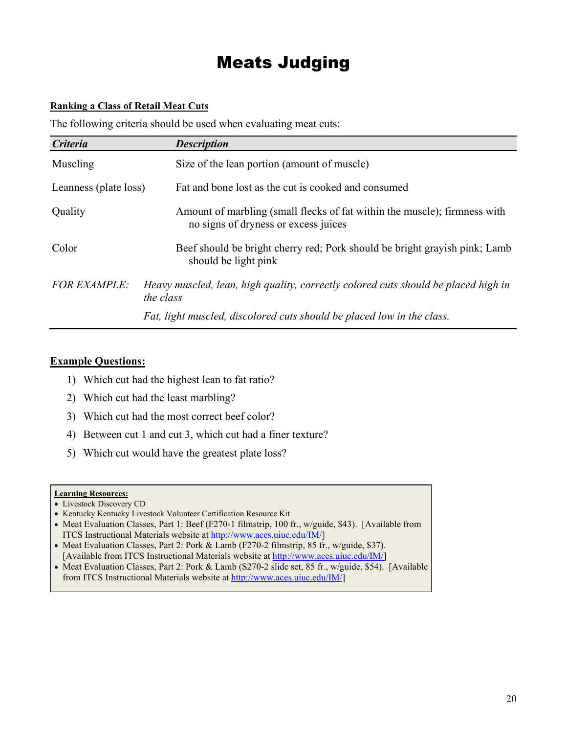# Meats Judging

**Ranking a Class of Retail Meat Cuts**

The following criteria should be used when evaluating meat cuts:

| *Criteria* | *Description* |
|---|---|
| Muscling | Size of the lean portion (amount of muscle) |
| Leanness (plate loss) | Fat and bone lost as the cut is cooked and consumed |
| Quality | Amount of marbling (small flecks of fat within the muscle); firmness with no signs of dryness or excess juices |
| Color | Beef should be bright cherry red; Pork should be bright grayish pink; Lamb should be light pink |
| *FOR EXAMPLE:* | *Heavy muscled, lean, high quality, correctly colored cuts should be placed high in the class* |
| | *Fat, light muscled, discolored cuts should be placed low in the class.* |

**Example Questions:**

1) Which cut had the highest lean to fat ratio?
2) Which cut had the least marbling?
3) Which cut had the most correct beef color?
4) Between cut 1 and cut 3, which cut had a finer texture?
5) Which cut would have the greatest plate loss?

**Learning Resources:**

- Livestock Discovery CD
- Kentucky Kentucky Livestock Volunteer Certification Resource Kit
- Meat Evaluation Classes, Part 1: Beef (F270-1 filmstrip, 100 fr., w/guide, $43). [Available from ITCS Instructional Materials website at http://www.aces.uiuc.edu/IM/]
- Meat Evaluation Classes, Part 2: Pork & Lamb (F270-2 filmstrip, 85 fr., w/guide, $37). [Available from ITCS Instructional Materials website at http://www.aces.uiuc.edu/IM/]
- Meat Evaluation Classes, Part 2: Pork & Lamb (S270-2 slide set, 85 fr., w/guide, $54). [Available from ITCS Instructional Materials website at http://www.aces.uiuc.edu/IM/]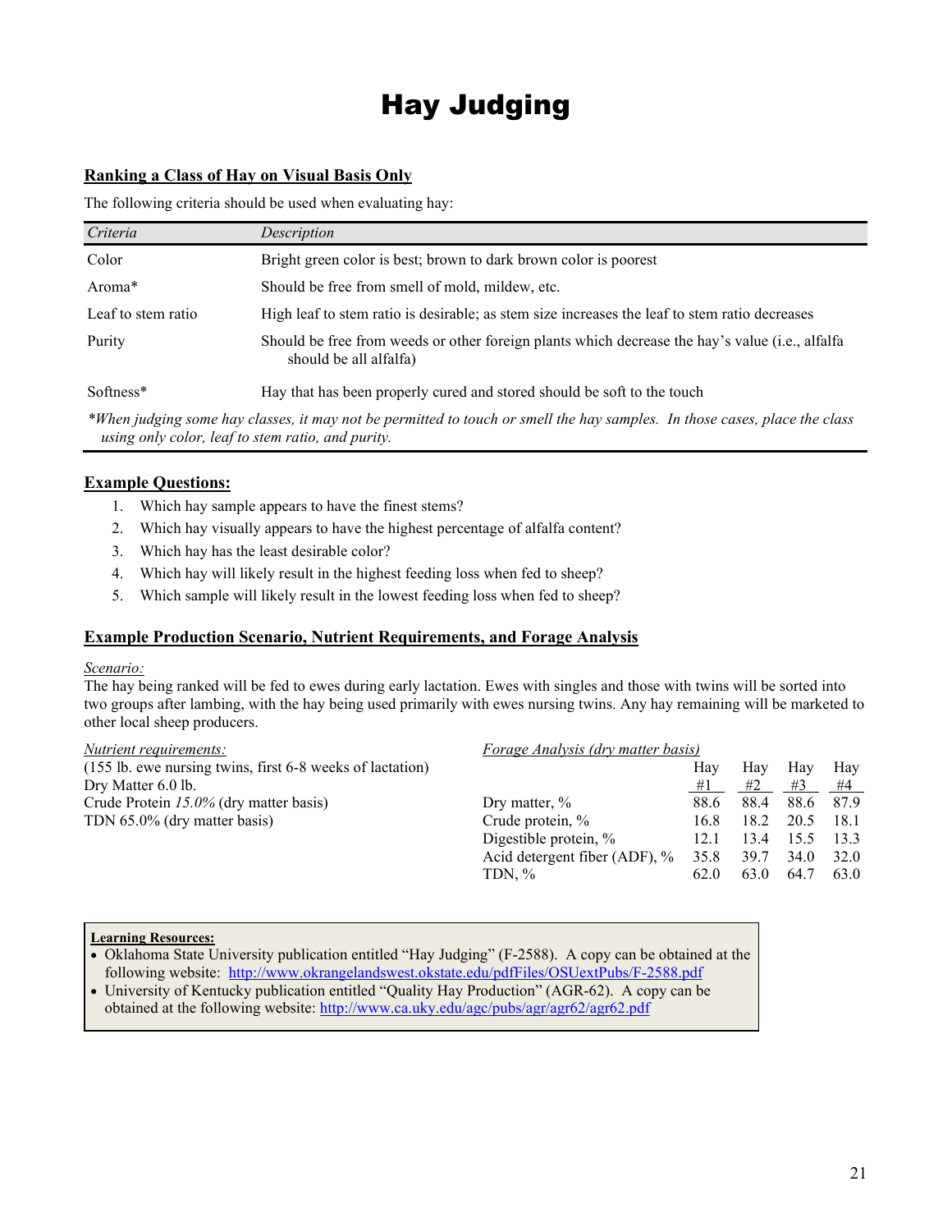# Hay Judging

## Ranking a Class of Hay on Visual Basis Only

The following criteria should be used when evaluating hay:

| *Criteria* | *Description* |
|---|---|
| Color | Bright green color is best; brown to dark brown color is poorest |
| Aroma* | Should be free from smell of mold, mildew, etc. |
| Leaf to stem ratio | High leaf to stem ratio is desirable; as stem size increases the leaf to stem ratio decreases |
| Purity | Should be free from weeds or other foreign plants which decrease the hay's value (i.e., alfalfa should be all alfalfa) |
| Softness* | Hay that has been properly cured and stored should be soft to the touch |

*\*When judging some hay classes, it may not be permitted to touch or smell the hay samples. In those cases, place the class using only color, leaf to stem ratio, and purity.*

## Example Questions:

1. Which hay sample appears to have the finest stems?
2. Which hay visually appears to have the highest percentage of alfalfa content?
3. Which hay has the least desirable color?
4. Which hay will likely result in the highest feeding loss when fed to sheep?
5. Which sample will likely result in the lowest feeding loss when fed to sheep?

## Example Production Scenario, Nutrient Requirements, and Forage Analysis

*Scenario:*

The hay being ranked will be fed to ewes during early lactation. Ewes with singles and those with twins will be sorted into two groups after lambing, with the hay being used primarily with ewes nursing twins. Any hay remaining will be marketed to other local sheep producers.

*Nutrient requirements:*

(155 lb. ewe nursing twins, first 6-8 weeks of lactation)
Dry Matter 6.0 lb.
Crude Protein *15.0%* (dry matter basis)
TDN 65.0% (dry matter basis)

*Forage Analysis (dry matter basis)*

| | Hay #1 | Hay #2 | Hay #3 | Hay #4 |
|---|---|---|---|---|
| Dry matter, % | 88.6 | 88.4 | 88.6 | 87.9 |
| Crude protein, % | 16.8 | 18.2 | 20.5 | 18.1 |
| Digestible protein, % | 12.1 | 13.4 | 15.5 | 13.3 |
| Acid detergent fiber (ADF), % | 35.8 | 39.7 | 34.0 | 32.0 |
| TDN, % | 62.0 | 63.0 | 64.7 | 63.0 |

**Learning Resources:**

- Oklahoma State University publication entitled "Hay Judging" (F-2588). A copy can be obtained at the following website: http://www.okrangelandswest.okstate.edu/pdfFiles/OSUextPubs/F-2588.pdf
- University of Kentucky publication entitled "Quality Hay Production" (AGR-62). A copy can be obtained at the following website: http://www.ca.uky.edu/agc/pubs/agr/agr62/agr62.pdf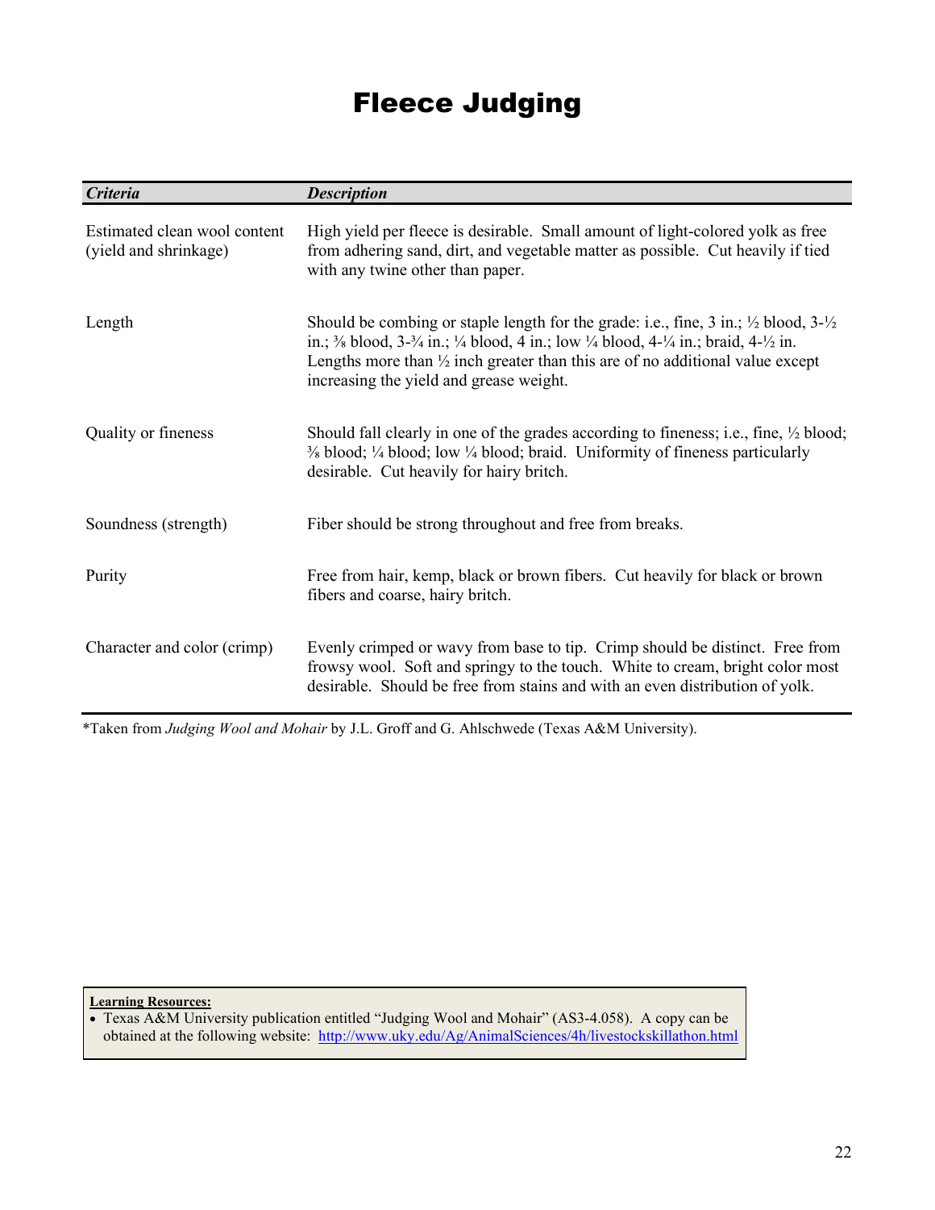# Fleece Judging

| *Criteria* | *Description* |
|---|---|
| Estimated clean wool content (yield and shrinkage) | High yield per fleece is desirable. Small amount of light-colored yolk as free from adhering sand, dirt, and vegetable matter as possible. Cut heavily if tied with any twine other than paper. |
| Length | Should be combing or staple length for the grade: i.e., fine, 3 in.; ½ blood, 3-½ in.; ⅜ blood, 3-¾ in.; ¼ blood, 4 in.; low ¼ blood, 4-¼ in.; braid, 4-½ in. Lengths more than ½ inch greater than this are of no additional value except increasing the yield and grease weight. |
| Quality or fineness | Should fall clearly in one of the grades according to fineness; i.e., fine, ½ blood; ⅜ blood; ¼ blood; low ¼ blood; braid. Uniformity of fineness particularly desirable. Cut heavily for hairy britch. |
| Soundness (strength) | Fiber should be strong throughout and free from breaks. |
| Purity | Free from hair, kemp, black or brown fibers. Cut heavily for black or brown fibers and coarse, hairy britch. |
| Character and color (crimp) | Evenly crimped or wavy from base to tip. Crimp should be distinct. Free from frowsy wool. Soft and springy to the touch. White to cream, bright color most desirable. Should be free from stains and with an even distribution of yolk. |

*Taken from *Judging Wool and Mohair* by J.L. Groff and G. Ahlschwede (Texas A&M University).

**Learning Resources:**

- Texas A&M University publication entitled "Judging Wool and Mohair" (AS3-4.058). A copy can be obtained at the following website: http://www.uky.edu/Ag/AnimalSciences/4h/livestockskillathon.html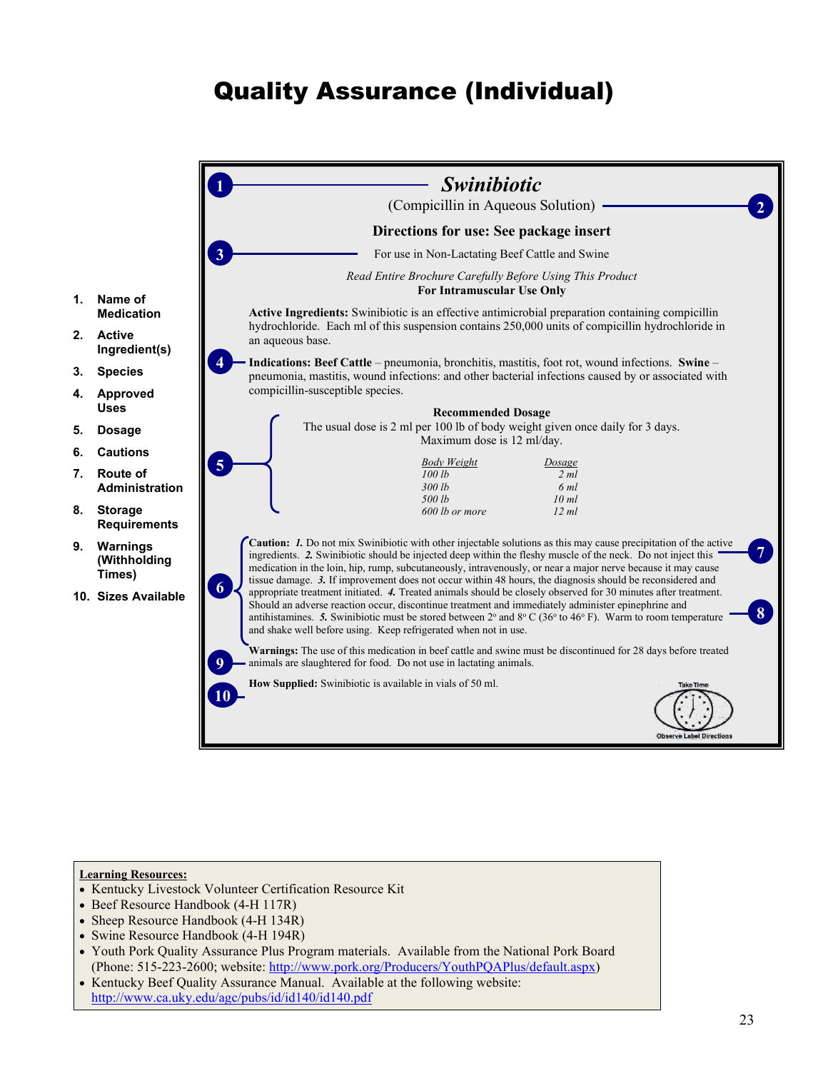# Quality Assurance (Individual)

1. **Name of Medication**
2. **Active Ingredient(s)**
3. **Species**
4. **Approved Uses**
5. **Dosage**
6. **Cautions**
7. **Route of Administration**
8. **Storage Requirements**
9. **Warnings (Withholding Times)**
10. **Sizes Available**

---

**1** — ***Swinibiotic***

(Compicillin in Aqueous Solution) — **2**

**Directions for use: See package insert**

**3** — For use in Non-Lactating Beef Cattle and Swine

*Read Entire Brochure Carefully Before Using This Product*

**For Intramuscular Use Only**

**Active Ingredients:** Swinibiotic is an effective antimicrobial preparation containing compicillin hydrochloride. Each ml of this suspension contains 250,000 units of compicillin hydrochloride in an aqueous base.

**4** — **Indications: Beef Cattle** – pneumonia, bronchitis, mastitis, foot rot, wound infections. **Swine** – pneumonia, mastitis, wound infections: and other bacterial infections caused by or associated with compicillin-susceptible species.

**5** —

**Recommended Dosage**

The usual dose is 2 ml per 100 lb of body weight given once daily for 3 days.
Maximum dose is 12 ml/day.

| *Body Weight* | *Dosage* |
| --- | --- |
| *100 lb* | *2 ml* |
| *300 lb* | *6 ml* |
| *500 lb* | *10 ml* |
| *600 lb or more* | *12 ml* |

**6** — **Caution:** ***1.*** Do not mix Swinibiotic with other injectable solutions as this may cause precipitation of the active ingredients. ***2.*** Swinibiotic should be injected deep within the fleshy muscle of the neck. Do not inject this medication in the loin, hip, rump, subcutaneously, intravenously, or near a major nerve because it may cause tissue damage. **(7)** ***3.*** If improvement does not occur within 48 hours, the diagnosis should be reconsidered and appropriate treatment initiated. ***4.*** Treated animals should be closely observed for 30 minutes after treatment. Should an adverse reaction occur, discontinue treatment and immediately administer epinephrine and antihistamines. ***5.*** Swinibiotic must be stored between 2º and 8º C (36º to 46º F). Warm to room temperature and shake well before using. Keep refrigerated when not in use. **(8)**

**9** — **Warnings:** The use of this medication in beef cattle and swine must be discontinued for 28 days before treated animals are slaughtered for food. Do not use in lactating animals.

**10** — **How Supplied:** Swinibiotic is available in vials of 50 ml.

Take Time — Observe Label Directions

---

**Learning Resources:**

- Kentucky Livestock Volunteer Certification Resource Kit
- Beef Resource Handbook (4-H 117R)
- Sheep Resource Handbook (4-H 134R)
- Swine Resource Handbook (4-H 194R)
- Youth Pork Quality Assurance Plus Program materials. Available from the National Pork Board (Phone: 515-223-2600; website: http://www.pork.org/Producers/YouthPQAPlus/default.aspx)
- Kentucky Beef Quality Assurance Manual. Available at the following website: http://www.ca.uky.edu/agc/pubs/id/id140/id140.pdf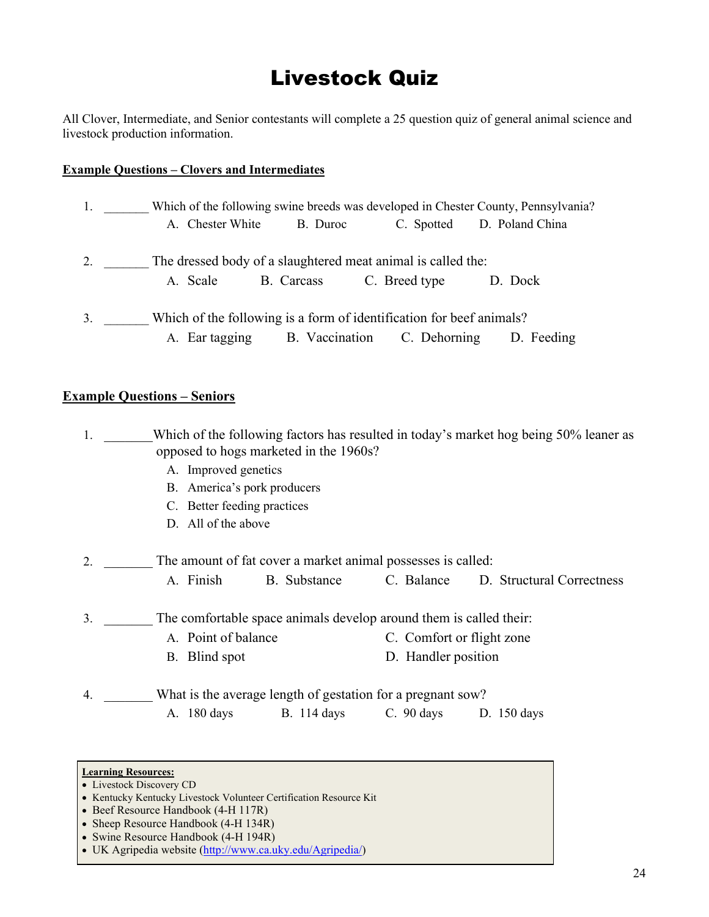# Livestock Quiz

All Clover, Intermediate, and Senior contestants will complete a 25 question quiz of general animal science and livestock production information.

**<u>Example Questions – Clovers and Intermediates</u>**

1. _______ Which of the following swine breeds was developed in Chester County, Pennsylvania?
   A. Chester White B. Duroc C. Spotted D. Poland China

2. _______ The dressed body of a slaughtered meat animal is called the:
   A. Scale B. Carcass C. Breed type D. Dock

3. _______ Which of the following is a form of identification for beef animals?
   A. Ear tagging B. Vaccination C. Dehorning D. Feeding

**<u>Example Questions – Seniors</u>**

1. _______ Which of the following factors has resulted in today's market hog being 50% leaner as opposed to hogs marketed in the 1960s?
   A. Improved genetics
   B. America's pork producers
   C. Better feeding practices
   D. All of the above

2. _______ The amount of fat cover a market animal possesses is called:
   A. Finish B. Substance C. Balance D. Structural Correctness

3. _______ The comfortable space animals develop around them is called their:
   A. Point of balance
   B. Blind spot
   C. Comfort or flight zone
   D. Handler position

4. _______ What is the average length of gestation for a pregnant sow?
   A. 180 days B. 114 days C. 90 days D. 150 days

**<u>Learning Resources:</u>**

- Livestock Discovery CD
- Kentucky Kentucky Livestock Volunteer Certification Resource Kit
- Beef Resource Handbook (4-H 117R)
- Sheep Resource Handbook (4-H 134R)
- Swine Resource Handbook (4-H 194R)
- UK Agripedia website (http://www.ca.uky.edu/Agripedia/)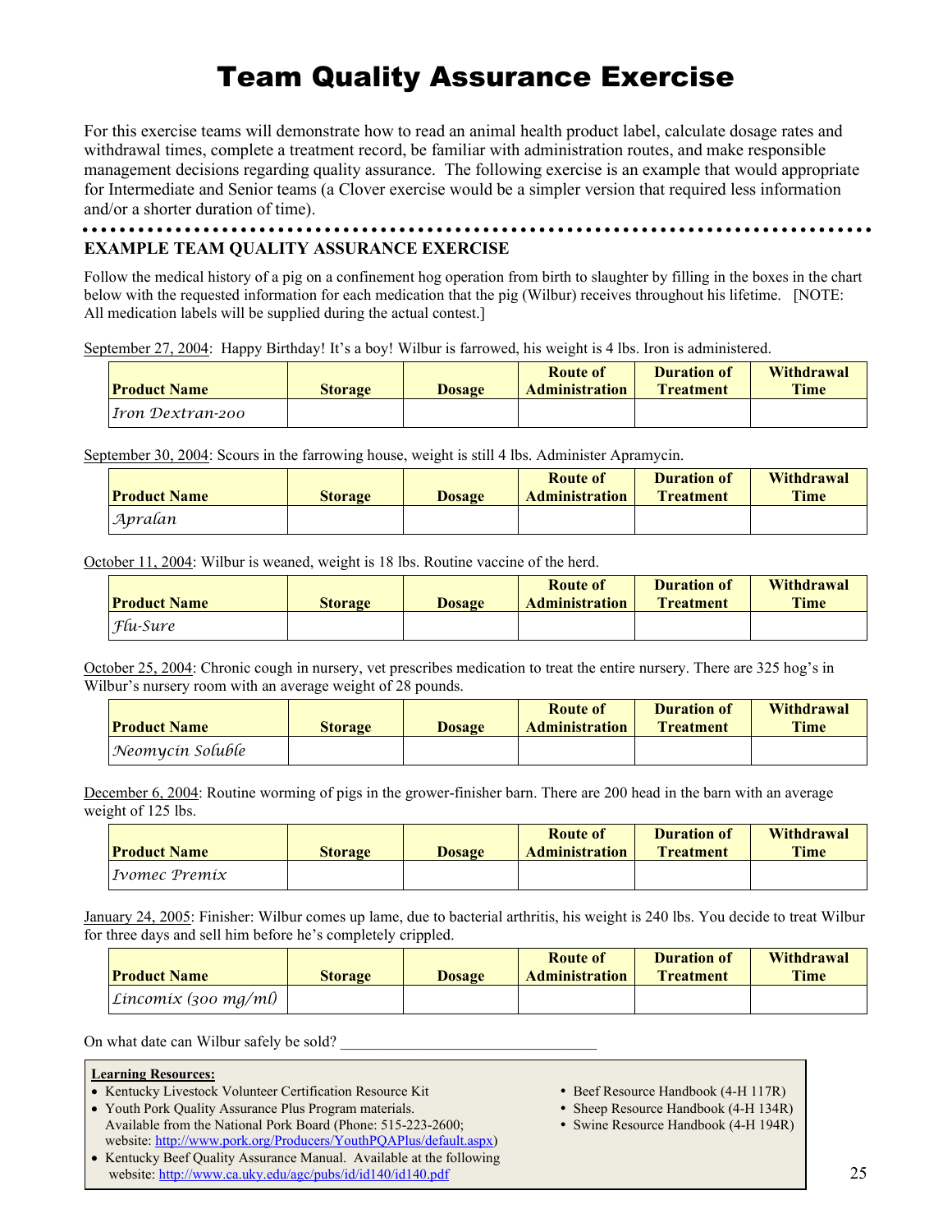# Team Quality Assurance Exercise

For this exercise teams will demonstrate how to read an animal health product label, calculate dosage rates and withdrawal times, complete a treatment record, be familiar with administration routes, and make responsible management decisions regarding quality assurance. The following exercise is an example that would appropriate for Intermediate and Senior teams (a Clover exercise would be a simpler version that required less information and/or a shorter duration of time).

## EXAMPLE TEAM QUALITY ASSURANCE EXERCISE

Follow the medical history of a pig on a confinement hog operation from birth to slaughter by filling in the boxes in the chart below with the requested information for each medication that the pig (Wilbur) receives throughout his lifetime. [NOTE: All medication labels will be supplied during the actual contest.]

September 27, 2004: Happy Birthday! It's a boy! Wilbur is farrowed, his weight is 4 lbs. Iron is administered.

| Product Name | Storage | Dosage | Route of Administration | Duration of Treatment | Withdrawal Time |
|---|---|---|---|---|---|
| *Iron Dextran-200* | | | | | |

September 30, 2004: Scours in the farrowing house, weight is still 4 lbs. Administer Apramycin.

| Product Name | Storage | Dosage | Route of Administration | Duration of Treatment | Withdrawal Time |
|---|---|---|---|---|---|
| *Apralan* | | | | | |

October 11, 2004: Wilbur is weaned, weight is 18 lbs. Routine vaccine of the herd.

| Product Name | Storage | Dosage | Route of Administration | Duration of Treatment | Withdrawal Time |
|---|---|---|---|---|---|
| *Flu-Sure* | | | | | |

October 25, 2004: Chronic cough in nursery, vet prescribes medication to treat the entire nursery. There are 325 hog's in Wilbur's nursery room with an average weight of 28 pounds.

| Product Name | Storage | Dosage | Route of Administration | Duration of Treatment | Withdrawal Time |
|---|---|---|---|---|---|
| *Neomycin Soluble* | | | | | |

December 6, 2004: Routine worming of pigs in the grower-finisher barn. There are 200 head in the barn with an average weight of 125 lbs.

| Product Name | Storage | Dosage | Route of Administration | Duration of Treatment | Withdrawal Time |
|---|---|---|---|---|---|
| *Ivomec Premix* | | | | | |

January 24, 2005: Finisher: Wilbur comes up lame, due to bacterial arthritis, his weight is 240 lbs. You decide to treat Wilbur for three days and sell him before he's completely crippled.

| Product Name | Storage | Dosage | Route of Administration | Duration of Treatment | Withdrawal Time |
|---|---|---|---|---|---|
| *Lincomix (300 mg/ml)* | | | | | |

On what date can Wilbur safely be sold? ________________________________

**Learning Resources:**

- Kentucky Livestock Volunteer Certification Resource Kit
- Youth Pork Quality Assurance Plus Program materials. Available from the National Pork Board (Phone: 515-223-2600; website: http://www.pork.org/Producers/YouthPQAPlus/default.aspx)
- Kentucky Beef Quality Assurance Manual. Available at the following website: http://www.ca.uky.edu/agc/pubs/id/id140/id140.pdf
- Beef Resource Handbook (4-H 117R)
- Sheep Resource Handbook (4-H 134R)
- Swine Resource Handbook (4-H 194R)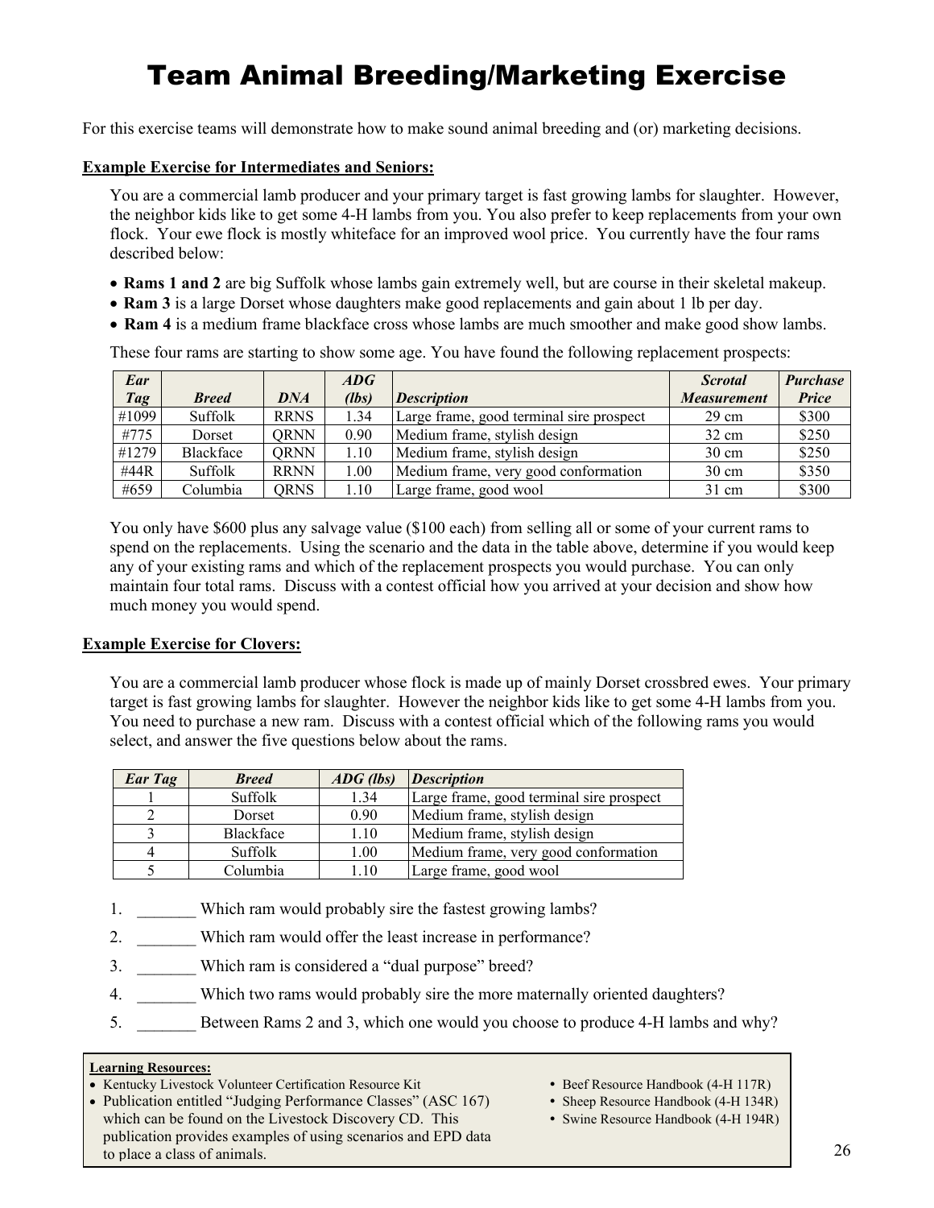# Team Animal Breeding/Marketing Exercise

For this exercise teams will demonstrate how to make sound animal breeding and (or) marketing decisions.

**Example Exercise for Intermediates and Seniors:**

You are a commercial lamb producer and your primary target is fast growing lambs for slaughter. However, the neighbor kids like to get some 4-H lambs from you. You also prefer to keep replacements from your own flock. Your ewe flock is mostly whiteface for an improved wool price. You currently have the four rams described below:

- **Rams 1 and 2** are big Suffolk whose lambs gain extremely well, but are course in their skeletal makeup.
- **Ram 3** is a large Dorset whose daughters make good replacements and gain about 1 lb per day.
- **Ram 4** is a medium frame blackface cross whose lambs are much smoother and make good show lambs.

These four rams are starting to show some age. You have found the following replacement prospects:

| *Ear Tag* | *Breed* | *DNA* | *ADG (lbs)* | *Description* | *Scrotal Measurement* | *Purchase Price* |
|---|---|---|---|---|---|---|
| #1099 | Suffolk | RRNS | 1.34 | Large frame, good terminal sire prospect | 29 cm | $300 |
| #775 | Dorset | QRNN | 0.90 | Medium frame, stylish design | 32 cm | $250 |
| #1279 | Blackface | QRNN | 1.10 | Medium frame, stylish design | 30 cm | $250 |
| #44R | Suffolk | RRNN | 1.00 | Medium frame, very good conformation | 30 cm | $350 |
| #659 | Columbia | QRNS | 1.10 | Large frame, good wool | 31 cm | $300 |

You only have $600 plus any salvage value ($100 each) from selling all or some of your current rams to spend on the replacements. Using the scenario and the data in the table above, determine if you would keep any of your existing rams and which of the replacement prospects you would purchase. You can only maintain four total rams. Discuss with a contest official how you arrived at your decision and show how much money you would spend.

**Example Exercise for Clovers:**

You are a commercial lamb producer whose flock is made up of mainly Dorset crossbred ewes. Your primary target is fast growing lambs for slaughter. However the neighbor kids like to get some 4-H lambs from you. You need to purchase a new ram. Discuss with a contest official which of the following rams you would select, and answer the five questions below about the rams.

| *Ear Tag* | *Breed* | *ADG (lbs)* | *Description* |
|---|---|---|---|
| 1 | Suffolk | 1.34 | Large frame, good terminal sire prospect |
| 2 | Dorset | 0.90 | Medium frame, stylish design |
| 3 | Blackface | 1.10 | Medium frame, stylish design |
| 4 | Suffolk | 1.00 | Medium frame, very good conformation |
| 5 | Columbia | 1.10 | Large frame, good wool |

1. _______ Which ram would probably sire the fastest growing lambs?
2. _______ Which ram would offer the least increase in performance?
3. _______ Which ram is considered a "dual purpose" breed?
4. _______ Which two rams would probably sire the more maternally oriented daughters?
5. _______ Between Rams 2 and 3, which one would you choose to produce 4-H lambs and why?

**Learning Resources:**

- Kentucky Livestock Volunteer Certification Resource Kit
- Publication entitled "Judging Performance Classes" (ASC 167) which can be found on the Livestock Discovery CD. This publication provides examples of using scenarios and EPD data to place a class of animals.
- Beef Resource Handbook (4-H 117R)
- Sheep Resource Handbook (4-H 134R)
- Swine Resource Handbook (4-H 194R)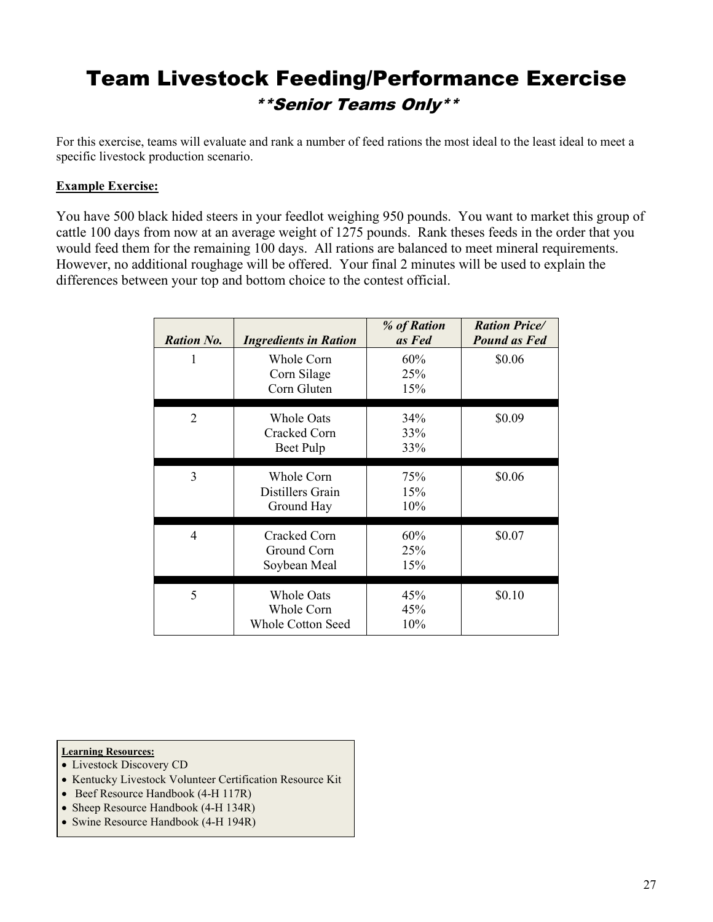# Team Livestock Feeding/Performance Exercise

## ***Senior Teams Only***

For this exercise, teams will evaluate and rank a number of feed rations the most ideal to the least ideal to meet a specific livestock production scenario.

**Example Exercise:**

You have 500 black hided steers in your feedlot weighing 950 pounds. You want to market this group of cattle 100 days from now at an average weight of 1275 pounds. Rank theses feeds in the order that you would feed them for the remaining 100 days. All rations are balanced to meet mineral requirements. However, no additional roughage will be offered. Your final 2 minutes will be used to explain the differences between your top and bottom choice to the contest official.

| *Ration No.* | *Ingredients in Ration* | *% of Ration as Fed* | *Ration Price/ Pound as Fed* |
|---|---|---|---|
| 1 | Whole Corn<br>Corn Silage<br>Corn Gluten | 60%<br>25%<br>15% | $0.06 |
| 2 | Whole Oats<br>Cracked Corn<br>Beet Pulp | 34%<br>33%<br>33% | $0.09 |
| 3 | Whole Corn<br>Distillers Grain<br>Ground Hay | 75%<br>15%<br>10% | $0.06 |
| 4 | Cracked Corn<br>Ground Corn<br>Soybean Meal | 60%<br>25%<br>15% | $0.07 |
| 5 | Whole Oats<br>Whole Corn<br>Whole Cotton Seed | 45%<br>45%<br>10% | $0.10 |

**Learning Resources:**

- Livestock Discovery CD
- Kentucky Livestock Volunteer Certification Resource Kit
- Beef Resource Handbook (4-H 117R)
- Sheep Resource Handbook (4-H 134R)
- Swine Resource Handbook (4-H 194R)